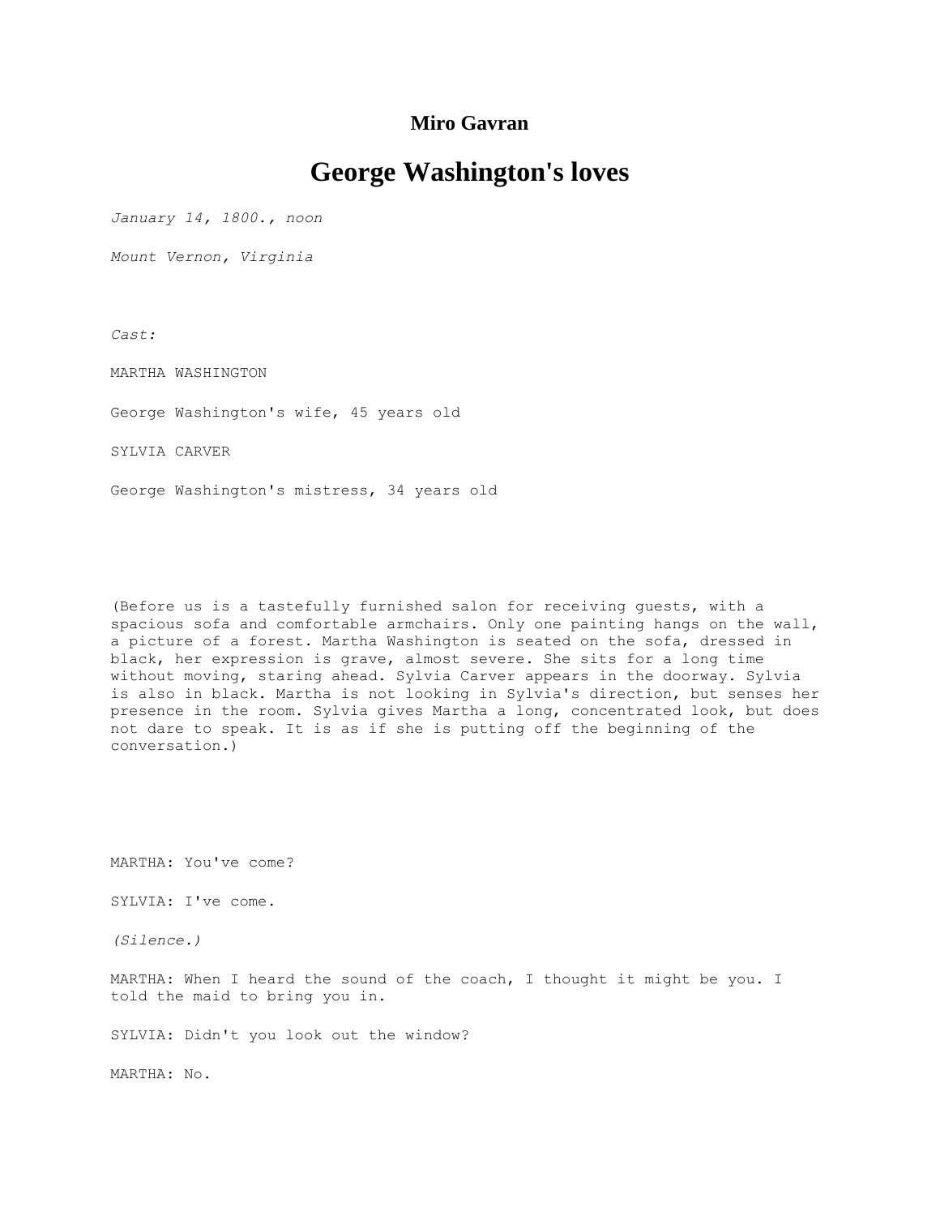**Miro Gavran**

# George Washington's loves

*January 14, 1800., noon*

*Mount Vernon, Virginia*

*Cast:*

MARTHA WASHINGTON

George Washington's wife, 45 years old

SYLVIA CARVER

George Washington's mistress, 34 years old

(Before us is a tastefully furnished salon for receiving guests, with a spacious sofa and comfortable armchairs. Only one painting hangs on the wall, a picture of a forest. Martha Washington is seated on the sofa, dressed in black, her expression is grave, almost severe. She sits for a long time without moving, staring ahead. Sylvia Carver appears in the doorway. Sylvia is also in black. Martha is not looking in Sylvia's direction, but senses her presence in the room. Sylvia gives Martha a long, concentrated look, but does not dare to speak. It is as if she is putting off the beginning of the conversation.)

MARTHA: You've come?

SYLVIA: I've come.

*(Silence.)*

MARTHA: When I heard the sound of the coach, I thought it might be you. I told the maid to bring you in.

SYLVIA: Didn't you look out the window?

MARTHA: No.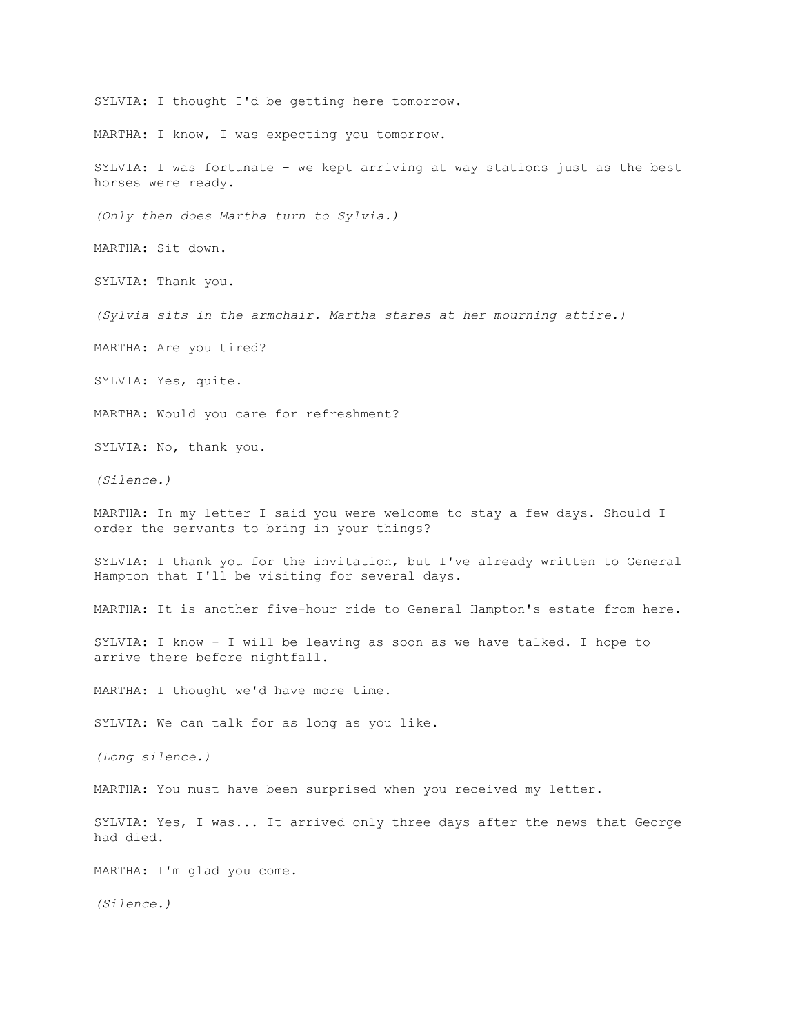SYLVIA: I thought I'd be getting here tomorrow.

MARTHA: I know, I was expecting you tomorrow.

SYLVIA: I was fortunate - we kept arriving at way stations just as the best horses were ready.

*(Only then does Martha turn to Sylvia.)*

MARTHA: Sit down.

SYLVIA: Thank you.

*(Sylvia sits in the armchair. Martha stares at her mourning attire.)*

MARTHA: Are you tired?

SYLVIA: Yes, quite.

MARTHA: Would you care for refreshment?

SYLVIA: No, thank you.

*(Silence.)*

MARTHA: In my letter I said you were welcome to stay a few days. Should I order the servants to bring in your things?

SYLVIA: I thank you for the invitation, but I've already written to General Hampton that I'll be visiting for several days.

MARTHA: It is another five-hour ride to General Hampton's estate from here.

SYLVIA: I know - I will be leaving as soon as we have talked. I hope to arrive there before nightfall.

MARTHA: I thought we'd have more time.

SYLVIA: We can talk for as long as you like.

*(Long silence.)*

MARTHA: You must have been surprised when you received my letter.

SYLVIA: Yes, I was... It arrived only three days after the news that George had died.

MARTHA: I'm glad you come.

*(Silence.)*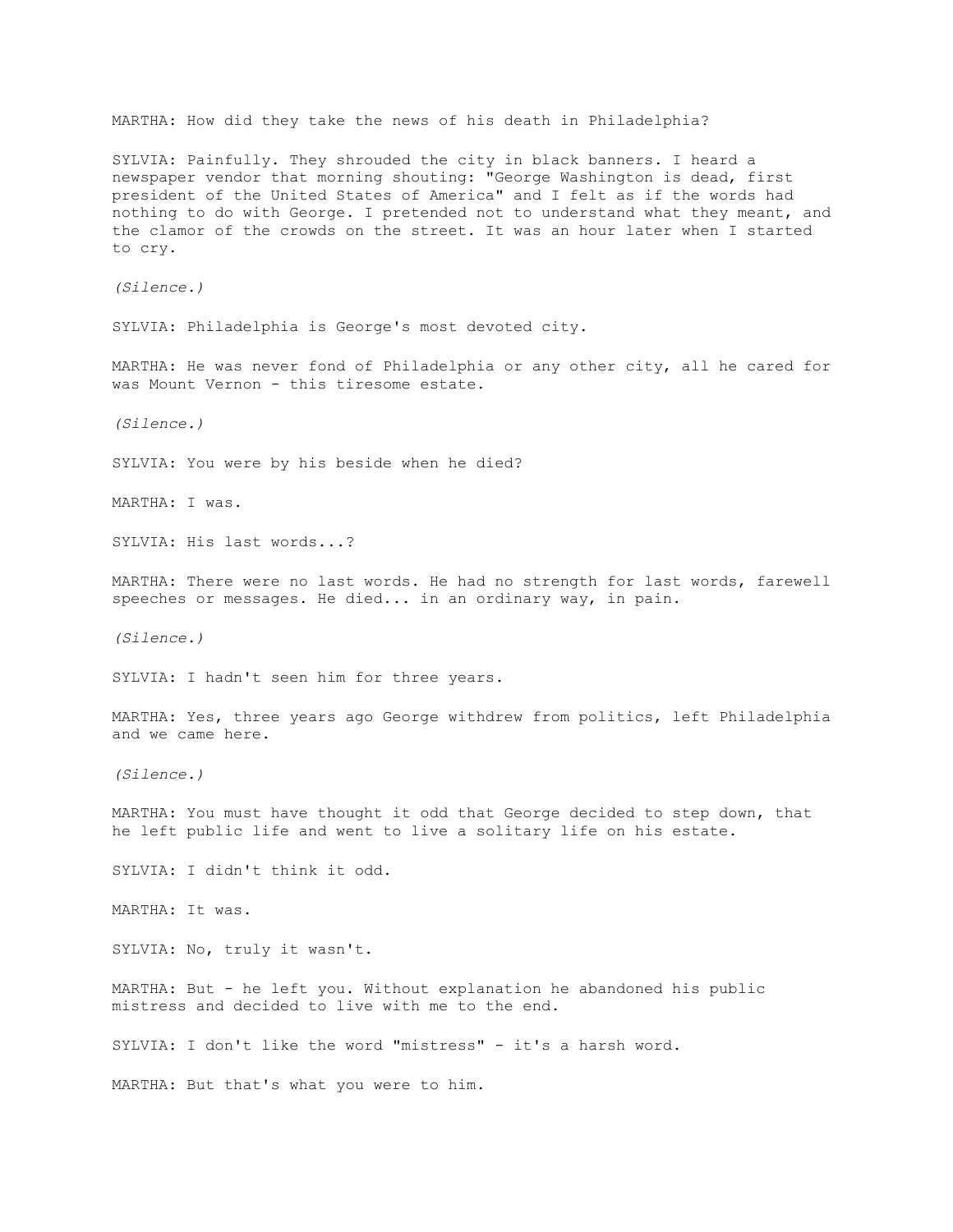MARTHA: How did they take the news of his death in Philadelphia?

SYLVIA: Painfully. They shrouded the city in black banners. I heard a newspaper vendor that morning shouting: "George Washington is dead, first president of the United States of America" and I felt as if the words had nothing to do with George. I pretended not to understand what they meant, and the clamor of the crowds on the street. It was an hour later when I started to cry.

*(Silence.)*

SYLVIA: Philadelphia is George's most devoted city.

MARTHA: He was never fond of Philadelphia or any other city, all he cared for was Mount Vernon - this tiresome estate.

*(Silence.)*

SYLVIA: You were by his beside when he died?

MARTHA: I was.

SYLVIA: His last words...?

MARTHA: There were no last words. He had no strength for last words, farewell speeches or messages. He died... in an ordinary way, in pain.

*(Silence.)*

SYLVIA: I hadn't seen him for three years.

MARTHA: Yes, three years ago George withdrew from politics, left Philadelphia and we came here.

*(Silence.)*

MARTHA: You must have thought it odd that George decided to step down, that he left public life and went to live a solitary life on his estate.

SYLVIA: I didn't think it odd.

MARTHA: It was.

SYLVIA: No, truly it wasn't.

MARTHA: But - he left you. Without explanation he abandoned his public mistress and decided to live with me to the end.

SYLVIA: I don't like the word "mistress" - it's a harsh word.

MARTHA: But that's what you were to him.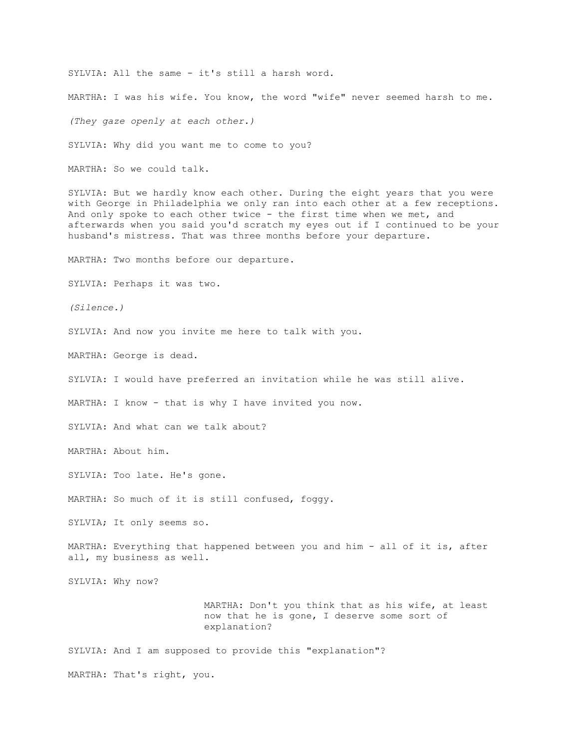SYLVIA: All the same - it's still a harsh word.

MARTHA: I was his wife. You know, the word "wife" never seemed harsh to me.

*(They gaze openly at each other.)*

SYLVIA: Why did you want me to come to you?

MARTHA: So we could talk.

SYLVIA: But we hardly know each other. During the eight years that you were with George in Philadelphia we only ran into each other at a few receptions. And only spoke to each other twice - the first time when we met, and afterwards when you said you'd scratch my eyes out if I continued to be your husband's mistress. That was three months before your departure.

MARTHA: Two months before our departure.

SYLVIA: Perhaps it was two.

*(Silence.)*

SYLVIA: And now you invite me here to talk with you.

MARTHA: George is dead.

SYLVIA: I would have preferred an invitation while he was still alive.

MARTHA: I know - that is why I have invited you now.

SYLVIA: And what can we talk about?

MARTHA: About him.

SYLVIA: Too late. He's gone.

MARTHA: So much of it is still confused, foggy.

SYLVIA; It only seems so.

MARTHA: Everything that happened between you and him - all of it is, after all, my business as well.

SYLVIA: Why now?

MARTHA: Don't you think that as his wife, at least now that he is gone, I deserve some sort of explanation?

SYLVIA: And I am supposed to provide this "explanation"?

MARTHA: That's right, you.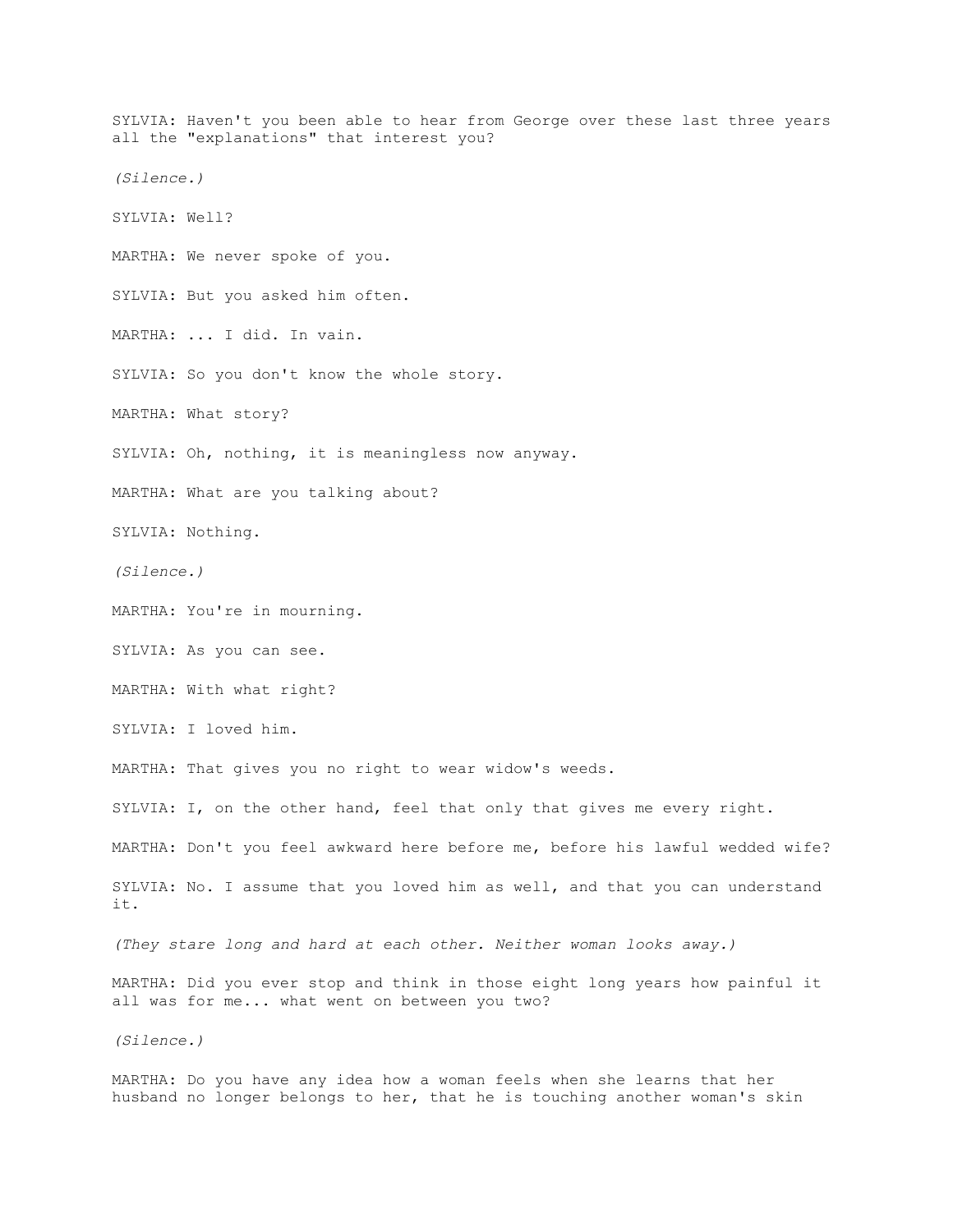SYLVIA: Haven't you been able to hear from George over these last three years all the "explanations" that interest you?

*(Silence.)*

SYLVIA: Well?

MARTHA: We never spoke of you.

SYLVIA: But you asked him often.

MARTHA: ... I did. In vain.

SYLVIA: So you don't know the whole story.

MARTHA: What story?

SYLVIA: Oh, nothing, it is meaningless now anyway.

MARTHA: What are you talking about?

SYLVIA: Nothing.

*(Silence.)*

MARTHA: You're in mourning.

SYLVIA: As you can see.

MARTHA: With what right?

SYLVIA: I loved him.

MARTHA: That gives you no right to wear widow's weeds.

SYLVIA: I, on the other hand, feel that only that gives me every right.

MARTHA: Don't you feel awkward here before me, before his lawful wedded wife?

SYLVIA: No. I assume that you loved him as well, and that you can understand it.

*(They stare long and hard at each other. Neither woman looks away.)*

MARTHA: Did you ever stop and think in those eight long years how painful it all was for me... what went on between you two?

*(Silence.)*

MARTHA: Do you have any idea how a woman feels when she learns that her husband no longer belongs to her, that he is touching another woman's skin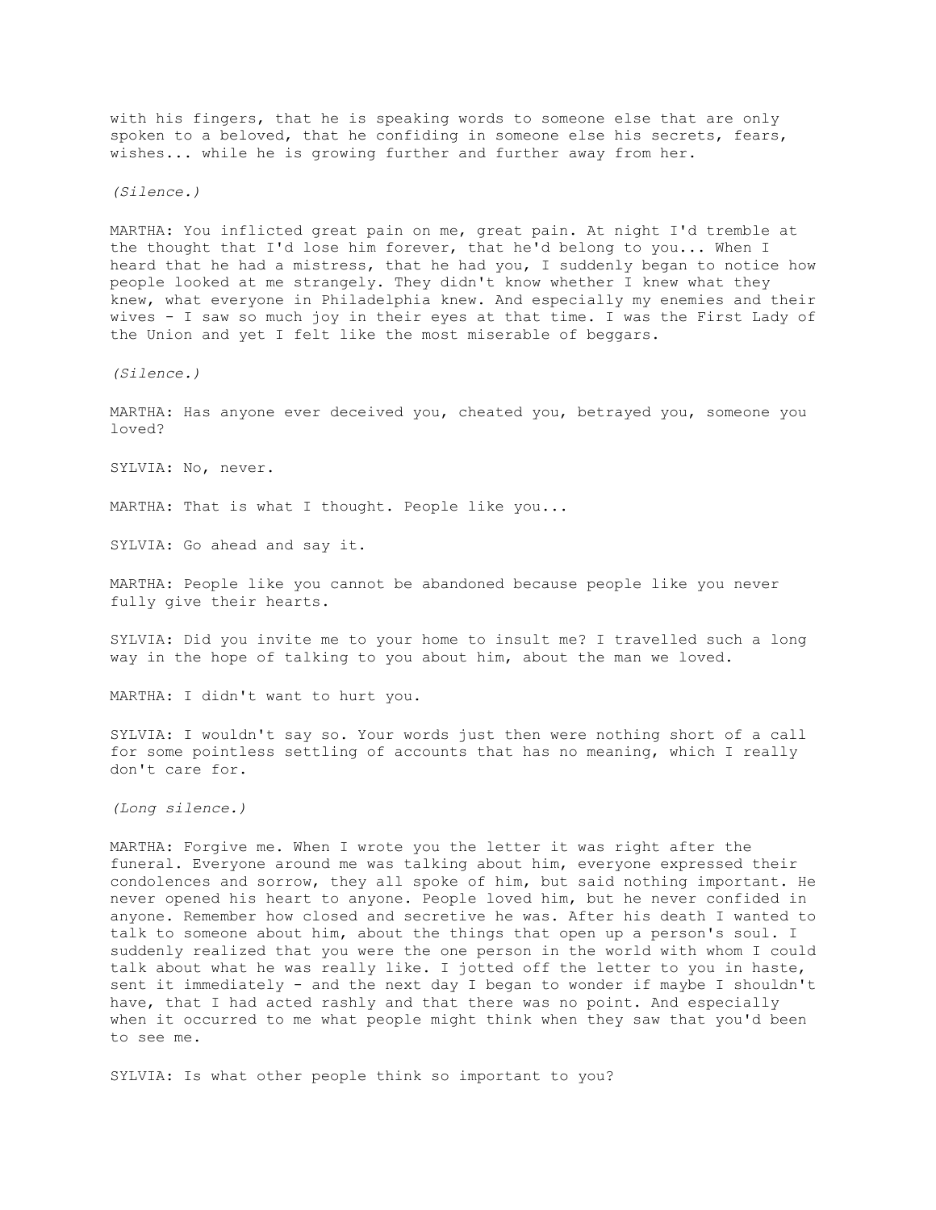with his fingers, that he is speaking words to someone else that are only spoken to a beloved, that he confiding in someone else his secrets, fears, wishes... while he is growing further and further away from her.

*(Silence.)*

MARTHA: You inflicted great pain on me, great pain. At night I'd tremble at the thought that I'd lose him forever, that he'd belong to you... When I heard that he had a mistress, that he had you, I suddenly began to notice how people looked at me strangely. They didn't know whether I knew what they knew, what everyone in Philadelphia knew. And especially my enemies and their wives - I saw so much joy in their eyes at that time. I was the First Lady of the Union and yet I felt like the most miserable of beggars.

*(Silence.)*

MARTHA: Has anyone ever deceived you, cheated you, betrayed you, someone you loved?

SYLVIA: No, never.

MARTHA: That is what I thought. People like you...

SYLVIA: Go ahead and say it.

MARTHA: People like you cannot be abandoned because people like you never fully give their hearts.

SYLVIA: Did you invite me to your home to insult me? I travelled such a long way in the hope of talking to you about him, about the man we loved.

MARTHA: I didn't want to hurt you.

SYLVIA: I wouldn't say so. Your words just then were nothing short of a call for some pointless settling of accounts that has no meaning, which I really don't care for.

*(Long silence.)*

MARTHA: Forgive me. When I wrote you the letter it was right after the funeral. Everyone around me was talking about him, everyone expressed their condolences and sorrow, they all spoke of him, but said nothing important. He never opened his heart to anyone. People loved him, but he never confided in anyone. Remember how closed and secretive he was. After his death I wanted to talk to someone about him, about the things that open up a person's soul. I suddenly realized that you were the one person in the world with whom I could talk about what he was really like. I jotted off the letter to you in haste, sent it immediately - and the next day I began to wonder if maybe I shouldn't have, that I had acted rashly and that there was no point. And especially when it occurred to me what people might think when they saw that you'd been to see me.

SYLVIA: Is what other people think so important to you?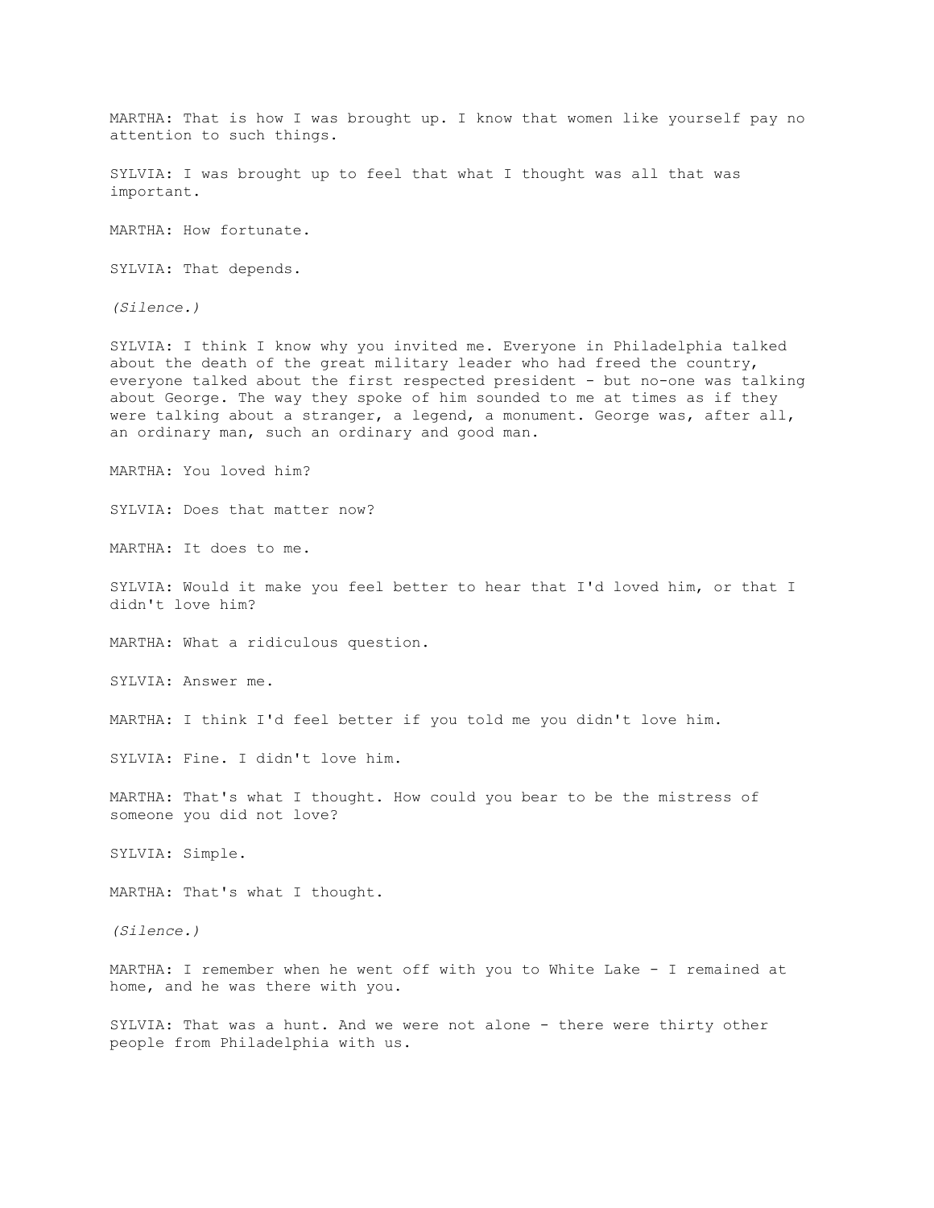MARTHA: That is how I was brought up. I know that women like yourself pay no attention to such things.

SYLVIA: I was brought up to feel that what I thought was all that was important.

MARTHA: How fortunate.

SYLVIA: That depends.

*(Silence.)*

SYLVIA: I think I know why you invited me. Everyone in Philadelphia talked about the death of the great military leader who had freed the country, everyone talked about the first respected president - but no-one was talking about George. The way they spoke of him sounded to me at times as if they were talking about a stranger, a legend, a monument. George was, after all, an ordinary man, such an ordinary and good man.

MARTHA: You loved him?

SYLVIA: Does that matter now?

MARTHA: It does to me.

SYLVIA: Would it make you feel better to hear that I'd loved him, or that I didn't love him?

MARTHA: What a ridiculous question.

SYLVIA: Answer me.

MARTHA: I think I'd feel better if you told me you didn't love him.

SYLVIA: Fine. I didn't love him.

MARTHA: That's what I thought. How could you bear to be the mistress of someone you did not love?

SYLVIA: Simple.

MARTHA: That's what I thought.

*(Silence.)*

MARTHA: I remember when he went off with you to White Lake - I remained at home, and he was there with you.

SYLVIA: That was a hunt. And we were not alone - there were thirty other people from Philadelphia with us.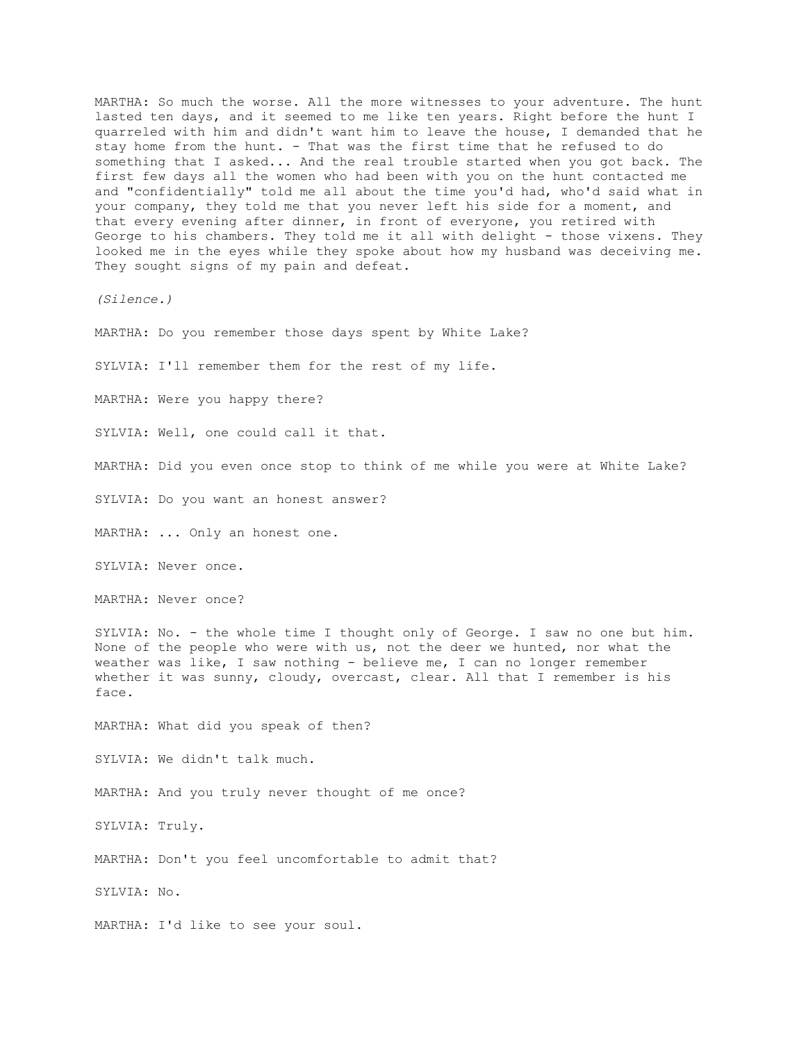MARTHA: So much the worse. All the more witnesses to your adventure. The hunt lasted ten days, and it seemed to me like ten years. Right before the hunt I quarreled with him and didn't want him to leave the house, I demanded that he stay home from the hunt. - That was the first time that he refused to do something that I asked... And the real trouble started when you got back. The first few days all the women who had been with you on the hunt contacted me and "confidentially" told me all about the time you'd had, who'd said what in your company, they told me that you never left his side for a moment, and that every evening after dinner, in front of everyone, you retired with George to his chambers. They told me it all with delight - those vixens. They looked me in the eyes while they spoke about how my husband was deceiving me. They sought signs of my pain and defeat.

*(Silence.)*

MARTHA: Do you remember those days spent by White Lake?

SYLVIA: I'll remember them for the rest of my life.

MARTHA: Were you happy there?

SYLVIA: Well, one could call it that.

MARTHA: Did you even once stop to think of me while you were at White Lake?

SYLVIA: Do you want an honest answer?

MARTHA: ... Only an honest one.

SYLVIA: Never once.

MARTHA: Never once?

SYLVIA: No. - the whole time I thought only of George. I saw no one but him. None of the people who were with us, not the deer we hunted, nor what the weather was like, I saw nothing - believe me, I can no longer remember whether it was sunny, cloudy, overcast, clear. All that I remember is his face.

MARTHA: What did you speak of then?

SYLVIA: We didn't talk much.

MARTHA: And you truly never thought of me once?

SYLVIA: Truly.

MARTHA: Don't you feel uncomfortable to admit that?

SYLVIA: No.

MARTHA: I'd like to see your soul.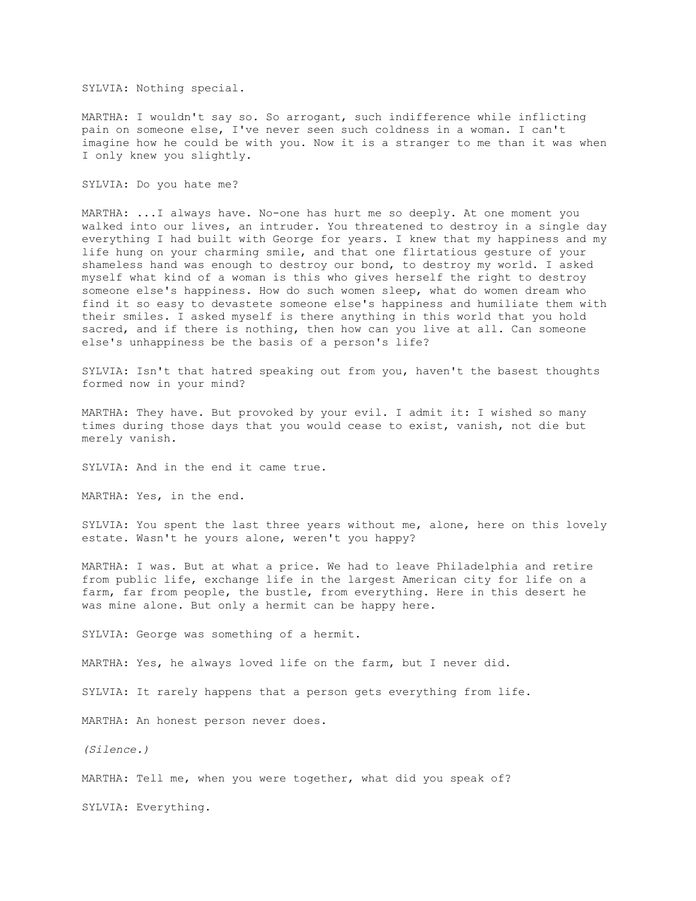SYLVIA: Nothing special.

MARTHA: I wouldn't say so. So arrogant, such indifference while inflicting pain on someone else, I've never seen such coldness in a woman. I can't imagine how he could be with you. Now it is a stranger to me than it was when I only knew you slightly.

SYLVIA: Do you hate me?

MARTHA: ...I always have. No-one has hurt me so deeply. At one moment you walked into our lives, an intruder. You threatened to destroy in a single day everything I had built with George for years. I knew that my happiness and my life hung on your charming smile, and that one flirtatious gesture of your shameless hand was enough to destroy our bond, to destroy my world. I asked myself what kind of a woman is this who gives herself the right to destroy someone else's happiness. How do such women sleep, what do women dream who find it so easy to devastete someone else's happiness and humiliate them with their smiles. I asked myself is there anything in this world that you hold sacred, and if there is nothing, then how can you live at all. Can someone else's unhappiness be the basis of a person's life?

SYLVIA: Isn't that hatred speaking out from you, haven't the basest thoughts formed now in your mind?

MARTHA: They have. But provoked by your evil. I admit it: I wished so many times during those days that you would cease to exist, vanish, not die but merely vanish.

SYLVIA: And in the end it came true.

MARTHA: Yes, in the end.

SYLVIA: You spent the last three years without me, alone, here on this lovely estate. Wasn't he yours alone, weren't you happy?

MARTHA: I was. But at what a price. We had to leave Philadelphia and retire from public life, exchange life in the largest American city for life on a farm, far from people, the bustle, from everything. Here in this desert he was mine alone. But only a hermit can be happy here.

SYLVIA: George was something of a hermit.

MARTHA: Yes, he always loved life on the farm, but I never did.

SYLVIA: It rarely happens that a person gets everything from life.

MARTHA: An honest person never does.

*(Silence.)*

MARTHA: Tell me, when you were together, what did you speak of?

SYLVIA: Everything.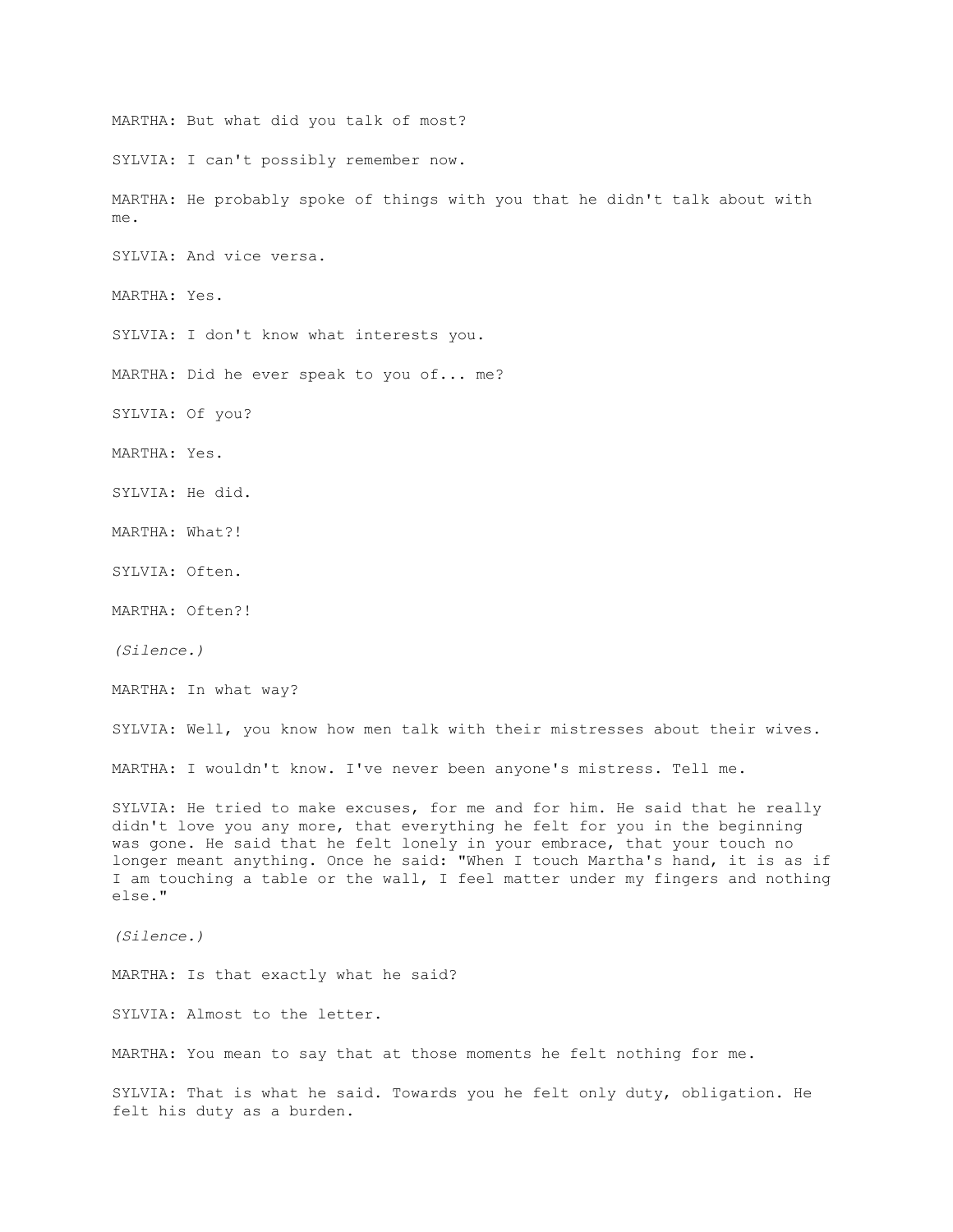MARTHA: But what did you talk of most?

SYLVIA: I can't possibly remember now.

MARTHA: He probably spoke of things with you that he didn't talk about with me.

SYLVIA: And vice versa.

MARTHA: Yes.

SYLVIA: I don't know what interests you.

MARTHA: Did he ever speak to you of... me?

SYLVIA: Of you?

MARTHA: Yes.

SYLVIA: He did.

MARTHA: What?!

SYLVIA: Often.

MARTHA: Often?!

*(Silence.)*

MARTHA: In what way?

SYLVIA: Well, you know how men talk with their mistresses about their wives.

MARTHA: I wouldn't know. I've never been anyone's mistress. Tell me.

SYLVIA: He tried to make excuses, for me and for him. He said that he really didn't love you any more, that everything he felt for you in the beginning was gone. He said that he felt lonely in your embrace, that your touch no longer meant anything. Once he said: "When I touch Martha's hand, it is as if I am touching a table or the wall, I feel matter under my fingers and nothing else."

*(Silence.)*

MARTHA: Is that exactly what he said?

SYLVIA: Almost to the letter.

MARTHA: You mean to say that at those moments he felt nothing for me.

SYLVIA: That is what he said. Towards you he felt only duty, obligation. He felt his duty as a burden.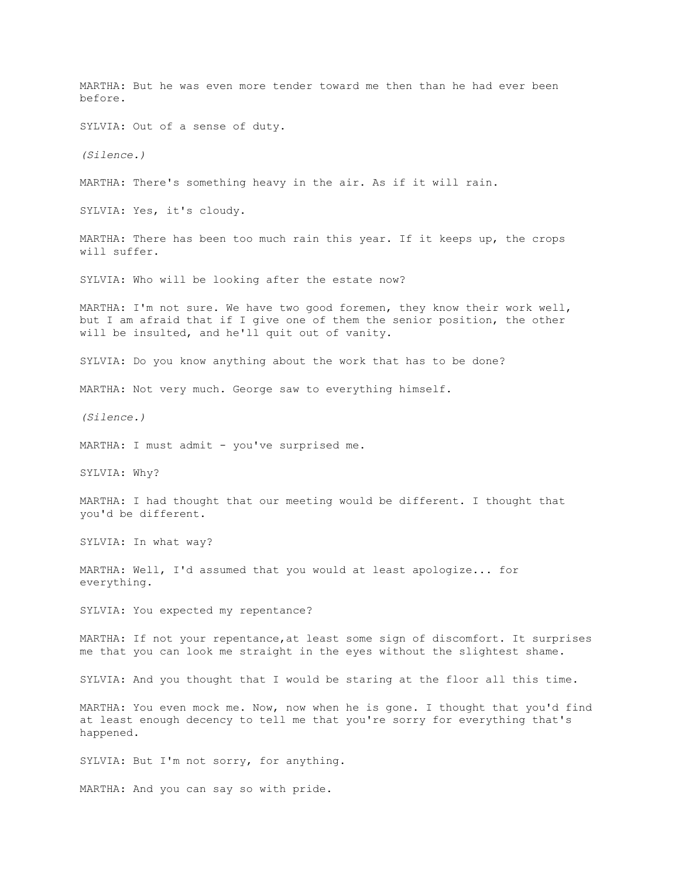MARTHA: But he was even more tender toward me then than he had ever been before.

SYLVIA: Out of a sense of duty.

*(Silence.)*

MARTHA: There's something heavy in the air. As if it will rain.

SYLVIA: Yes, it's cloudy.

MARTHA: There has been too much rain this year. If it keeps up, the crops will suffer.

SYLVIA: Who will be looking after the estate now?

MARTHA: I'm not sure. We have two good foremen, they know their work well, but I am afraid that if I give one of them the senior position, the other will be insulted, and he'll quit out of vanity.

SYLVIA: Do you know anything about the work that has to be done?

MARTHA: Not very much. George saw to everything himself.

*(Silence.)*

MARTHA: I must admit - you've surprised me.

SYLVIA: Why?

MARTHA: I had thought that our meeting would be different. I thought that you'd be different.

SYLVIA: In what way?

MARTHA: Well, I'd assumed that you would at least apologize... for everything.

SYLVIA: You expected my repentance?

MARTHA: If not your repentance,at least some sign of discomfort. It surprises me that you can look me straight in the eyes without the slightest shame.

SYLVIA: And you thought that I would be staring at the floor all this time.

MARTHA: You even mock me. Now, now when he is gone. I thought that you'd find at least enough decency to tell me that you're sorry for everything that's happened.

SYLVIA: But I'm not sorry, for anything.

MARTHA: And you can say so with pride.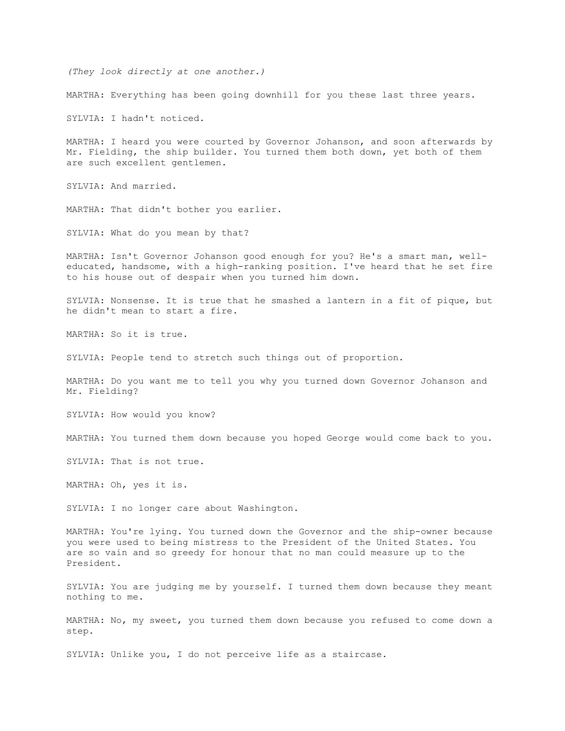*(They look directly at one another.)*

MARTHA: Everything has been going downhill for you these last three years.

SYLVIA: I hadn't noticed.

MARTHA: I heard you were courted by Governor Johanson, and soon afterwards by Mr. Fielding, the ship builder. You turned them both down, yet both of them are such excellent gentlemen.

SYLVIA: And married.

MARTHA: That didn't bother you earlier.

SYLVIA: What do you mean by that?

MARTHA: Isn't Governor Johanson good enough for you? He's a smart man, well-educated, handsome, with a high-ranking position. I've heard that he set fire to his house out of despair when you turned him down.

SYLVIA: Nonsense. It is true that he smashed a lantern in a fit of pique, but he didn't mean to start a fire.

MARTHA: So it is true.

SYLVIA: People tend to stretch such things out of proportion.

MARTHA: Do you want me to tell you why you turned down Governor Johanson and Mr. Fielding?

SYLVIA: How would you know?

MARTHA: You turned them down because you hoped George would come back to you.

SYLVIA: That is not true.

MARTHA: Oh, yes it is.

SYLVIA: I no longer care about Washington.

MARTHA: You're lying. You turned down the Governor and the ship-owner because you were used to being mistress to the President of the United States. You are so vain and so greedy for honour that no man could measure up to the President.

SYLVIA: You are judging me by yourself. I turned them down because they meant nothing to me.

MARTHA: No, my sweet, you turned them down because you refused to come down a step.

SYLVIA: Unlike you, I do not perceive life as a staircase.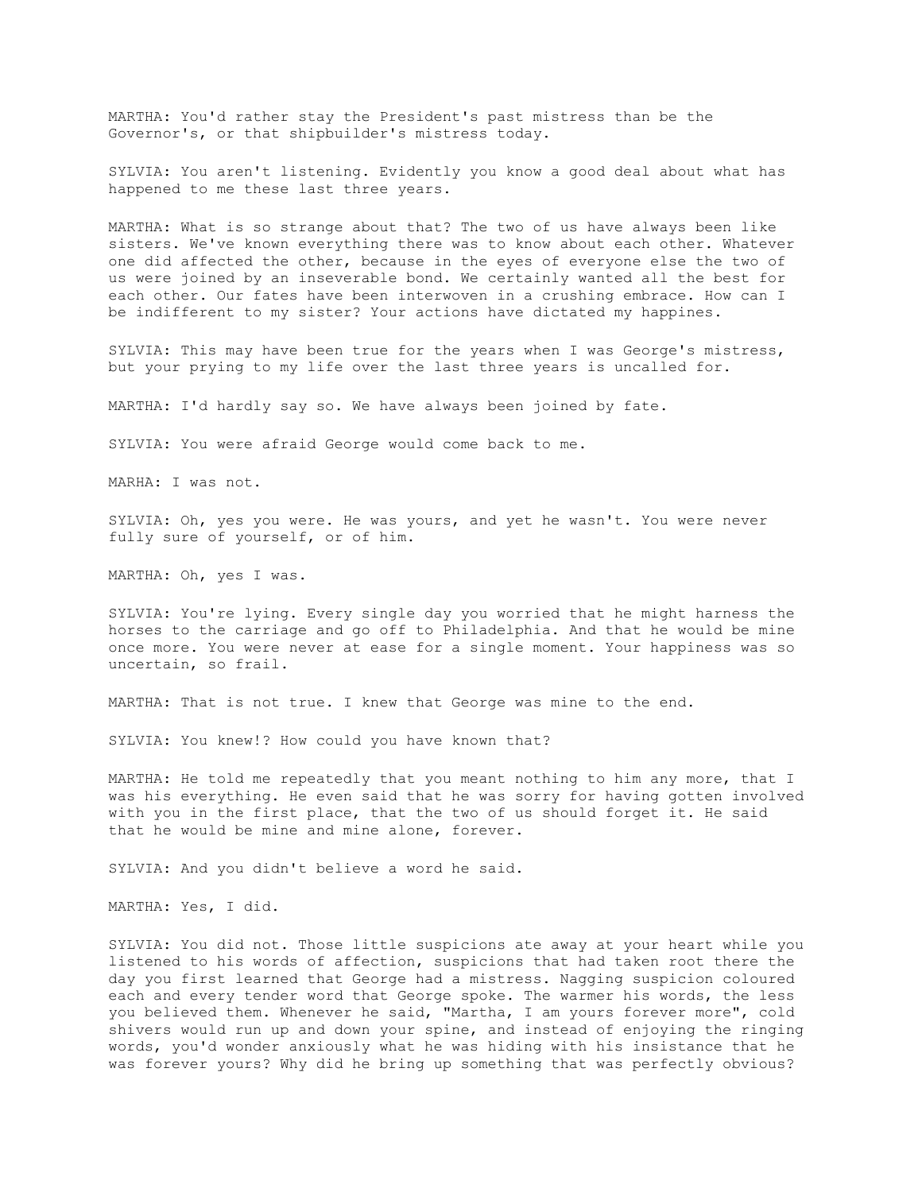MARTHA: You'd rather stay the President's past mistress than be the Governor's, or that shipbuilder's mistress today.

SYLVIA: You aren't listening. Evidently you know a good deal about what has happened to me these last three years.

MARTHA: What is so strange about that? The two of us have always been like sisters. We've known everything there was to know about each other. Whatever one did affected the other, because in the eyes of everyone else the two of us were joined by an inseverable bond. We certainly wanted all the best for each other. Our fates have been interwoven in a crushing embrace. How can I be indifferent to my sister? Your actions have dictated my happines.

SYLVIA: This may have been true for the years when I was George's mistress, but your prying to my life over the last three years is uncalled for.

MARTHA: I'd hardly say so. We have always been joined by fate.

SYLVIA: You were afraid George would come back to me.

MARHA: I was not.

SYLVIA: Oh, yes you were. He was yours, and yet he wasn't. You were never fully sure of yourself, or of him.

MARTHA: Oh, yes I was.

SYLVIA: You're lying. Every single day you worried that he might harness the horses to the carriage and go off to Philadelphia. And that he would be mine once more. You were never at ease for a single moment. Your happiness was so uncertain, so frail.

MARTHA: That is not true. I knew that George was mine to the end.

SYLVIA: You knew!? How could you have known that?

MARTHA: He told me repeatedly that you meant nothing to him any more, that I was his everything. He even said that he was sorry for having gotten involved with you in the first place, that the two of us should forget it. He said that he would be mine and mine alone, forever.

SYLVIA: And you didn't believe a word he said.

MARTHA: Yes, I did.

SYLVIA: You did not. Those little suspicions ate away at your heart while you listened to his words of affection, suspicions that had taken root there the day you first learned that George had a mistress. Nagging suspicion coloured each and every tender word that George spoke. The warmer his words, the less you believed them. Whenever he said, "Martha, I am yours forever more", cold shivers would run up and down your spine, and instead of enjoying the ringing words, you'd wonder anxiously what he was hiding with his insistance that he was forever yours? Why did he bring up something that was perfectly obvious?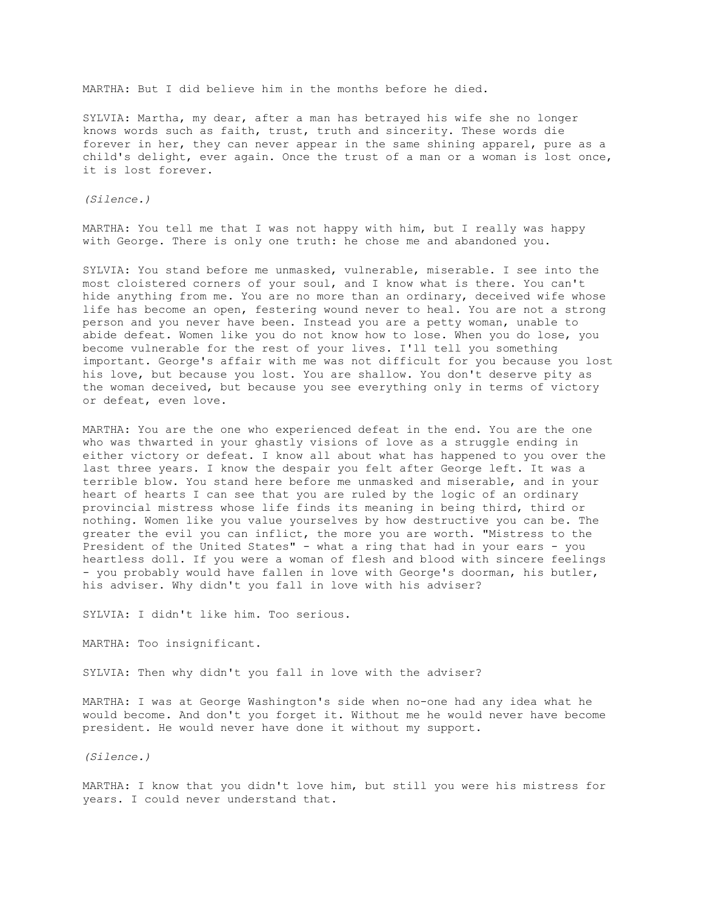MARTHA: But I did believe him in the months before he died.

SYLVIA: Martha, my dear, after a man has betrayed his wife she no longer knows words such as faith, trust, truth and sincerity. These words die forever in her, they can never appear in the same shining apparel, pure as a child's delight, ever again. Once the trust of a man or a woman is lost once, it is lost forever.

*(Silence.)*

MARTHA: You tell me that I was not happy with him, but I really was happy with George. There is only one truth: he chose me and abandoned you.

SYLVIA: You stand before me unmasked, vulnerable, miserable. I see into the most cloistered corners of your soul, and I know what is there. You can't hide anything from me. You are no more than an ordinary, deceived wife whose life has become an open, festering wound never to heal. You are not a strong person and you never have been. Instead you are a petty woman, unable to abide defeat. Women like you do not know how to lose. When you do lose, you become vulnerable for the rest of your lives. I'll tell you something important. George's affair with me was not difficult for you because you lost his love, but because you lost. You are shallow. You don't deserve pity as the woman deceived, but because you see everything only in terms of victory or defeat, even love.

MARTHA: You are the one who experienced defeat in the end. You are the one who was thwarted in your ghastly visions of love as a struggle ending in either victory or defeat. I know all about what has happened to you over the last three years. I know the despair you felt after George left. It was a terrible blow. You stand here before me unmasked and miserable, and in your heart of hearts I can see that you are ruled by the logic of an ordinary provincial mistress whose life finds its meaning in being third, third or nothing. Women like you value yourselves by how destructive you can be. The greater the evil you can inflict, the more you are worth. "Mistress to the President of the United States" - what a ring that had in your ears - you heartless doll. If you were a woman of flesh and blood with sincere feelings - you probably would have fallen in love with George's doorman, his butler, his adviser. Why didn't you fall in love with his adviser?

SYLVIA: I didn't like him. Too serious.

MARTHA: Too insignificant.

SYLVIA: Then why didn't you fall in love with the adviser?

MARTHA: I was at George Washington's side when no-one had any idea what he would become. And don't you forget it. Without me he would never have become president. He would never have done it without my support.

*(Silence.)*

MARTHA: I know that you didn't love him, but still you were his mistress for years. I could never understand that.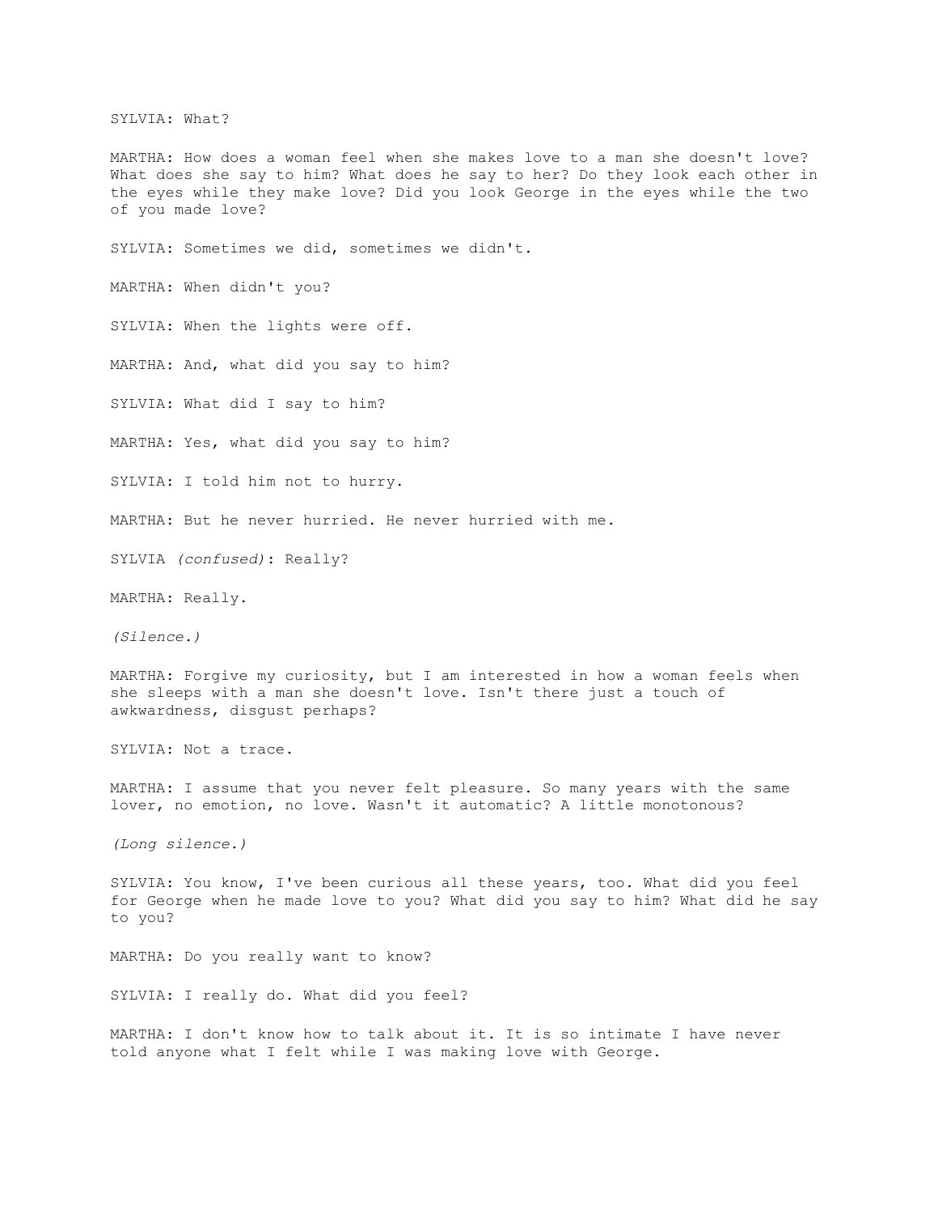SYLVIA: What?

MARTHA: How does a woman feel when she makes love to a man she doesn't love? What does she say to him? What does he say to her? Do they look each other in the eyes while they make love? Did you look George in the eyes while the two of you made love?

SYLVIA: Sometimes we did, sometimes we didn't.

MARTHA: When didn't you?

SYLVIA: When the lights were off.

MARTHA: And, what did you say to him?

SYLVIA: What did I say to him?

MARTHA: Yes, what did you say to him?

SYLVIA: I told him not to hurry.

MARTHA: But he never hurried. He never hurried with me.

SYLVIA *(confused)*: Really?

MARTHA: Really.

*(Silence.)*

MARTHA: Forgive my curiosity, but I am interested in how a woman feels when she sleeps with a man she doesn't love. Isn't there just a touch of awkwardness, disgust perhaps?

SYLVIA: Not a trace.

MARTHA: I assume that you never felt pleasure. So many years with the same lover, no emotion, no love. Wasn't it automatic? A little monotonous?

*(Long silence.)*

SYLVIA: You know, I've been curious all these years, too. What did you feel for George when he made love to you? What did you say to him? What did he say to you?

MARTHA: Do you really want to know?

SYLVIA: I really do. What did you feel?

MARTHA: I don't know how to talk about it. It is so intimate I have never told anyone what I felt while I was making love with George.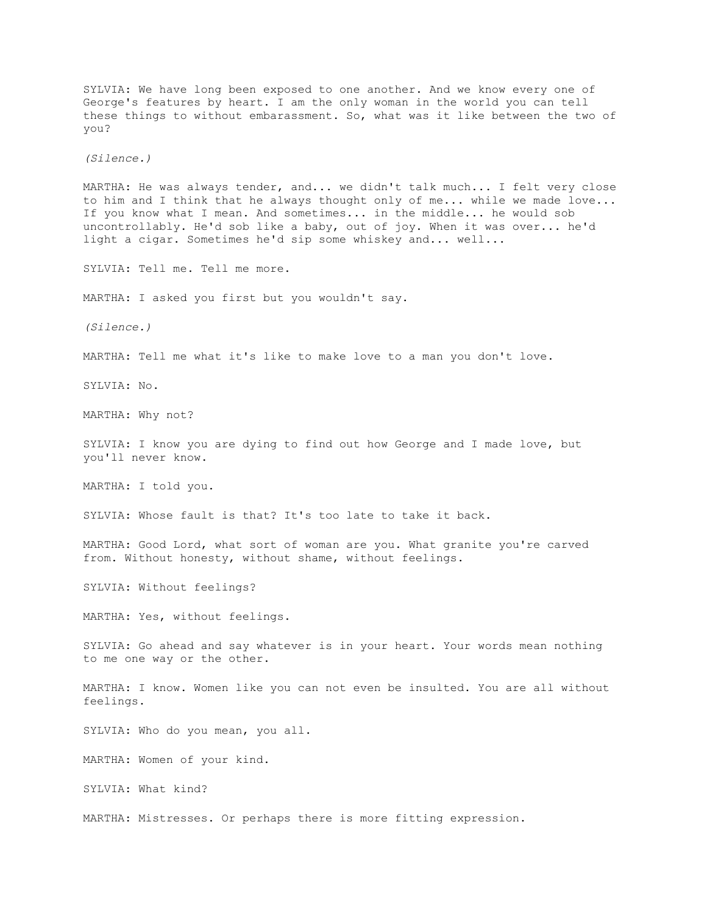SYLVIA: We have long been exposed to one another. And we know every one of George's features by heart. I am the only woman in the world you can tell these things to without embarassment. So, what was it like between the two of you?

*(Silence.)*

MARTHA: He was always tender, and... we didn't talk much... I felt very close to him and I think that he always thought only of me... while we made love... If you know what I mean. And sometimes... in the middle... he would sob uncontrollably. He'd sob like a baby, out of joy. When it was over... he'd light a cigar. Sometimes he'd sip some whiskey and... well...

SYLVIA: Tell me. Tell me more.

MARTHA: I asked you first but you wouldn't say.

*(Silence.)*

MARTHA: Tell me what it's like to make love to a man you don't love.

SYLVIA: No.

MARTHA: Why not?

SYLVIA: I know you are dying to find out how George and I made love, but you'll never know.

MARTHA: I told you.

SYLVIA: Whose fault is that? It's too late to take it back.

MARTHA: Good Lord, what sort of woman are you. What granite you're carved from. Without honesty, without shame, without feelings.

SYLVIA: Without feelings?

MARTHA: Yes, without feelings.

SYLVIA: Go ahead and say whatever is in your heart. Your words mean nothing to me one way or the other.

MARTHA: I know. Women like you can not even be insulted. You are all without feelings.

SYLVIA: Who do you mean, you all.

MARTHA: Women of your kind.

SYLVIA: What kind?

MARTHA: Mistresses. Or perhaps there is more fitting expression.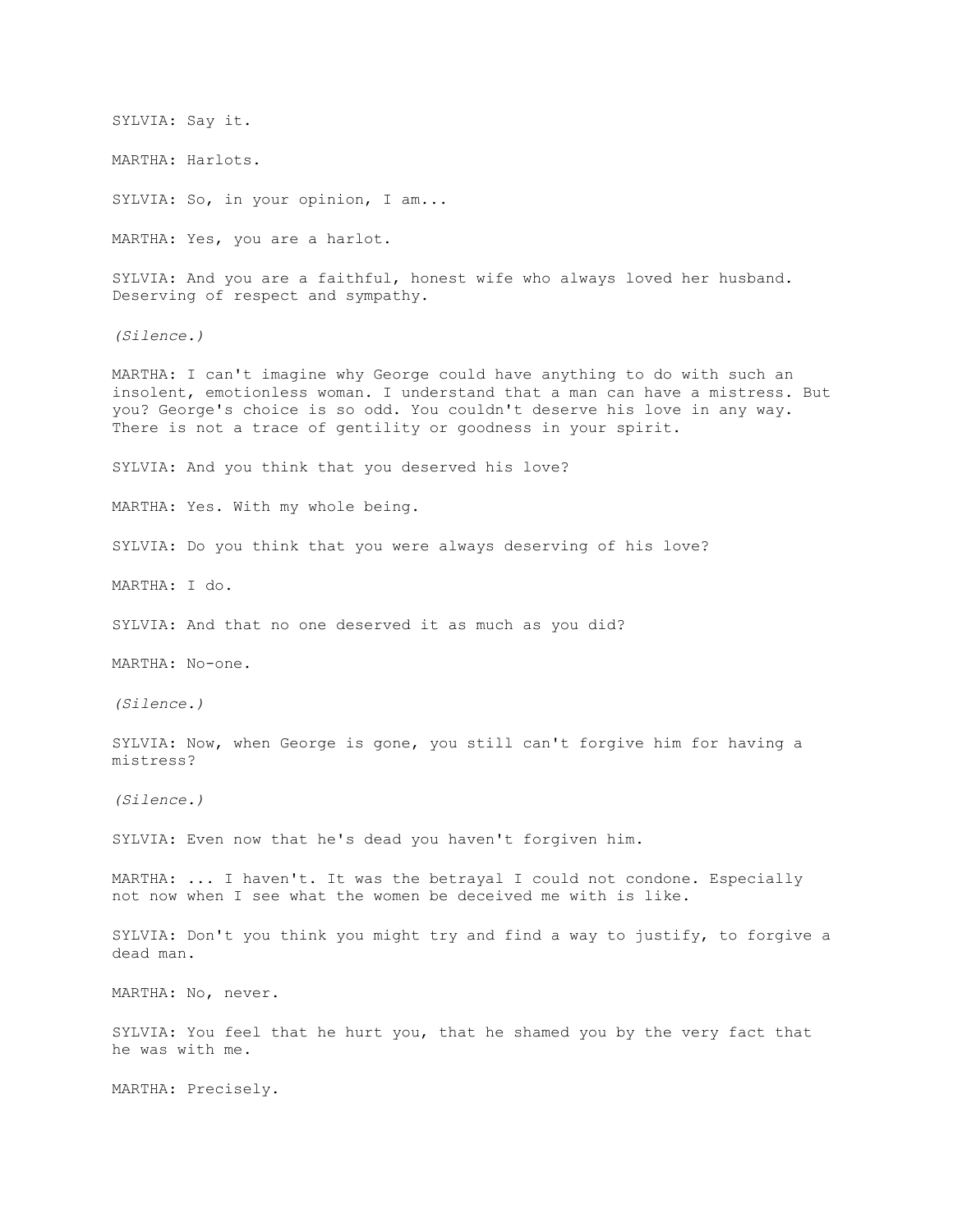SYLVIA: Say it.

MARTHA: Harlots.

SYLVIA: So, in your opinion, I am...

MARTHA: Yes, you are a harlot.

SYLVIA: And you are a faithful, honest wife who always loved her husband. Deserving of respect and sympathy.

*(Silence.)*

MARTHA: I can't imagine why George could have anything to do with such an insolent, emotionless woman. I understand that a man can have a mistress. But you? George's choice is so odd. You couldn't deserve his love in any way. There is not a trace of gentility or goodness in your spirit.

SYLVIA: And you think that you deserved his love?

MARTHA: Yes. With my whole being.

SYLVIA: Do you think that you were always deserving of his love?

MARTHA: I do.

SYLVIA: And that no one deserved it as much as you did?

MARTHA: No-one.

*(Silence.)*

SYLVIA: Now, when George is gone, you still can't forgive him for having a mistress?

*(Silence.)*

SYLVIA: Even now that he's dead you haven't forgiven him.

MARTHA: ... I haven't. It was the betrayal I could not condone. Especially not now when I see what the women be deceived me with is like.

SYLVIA: Don't you think you might try and find a way to justify, to forgive a dead man.

MARTHA: No, never.

SYLVIA: You feel that he hurt you, that he shamed you by the very fact that he was with me.

MARTHA: Precisely.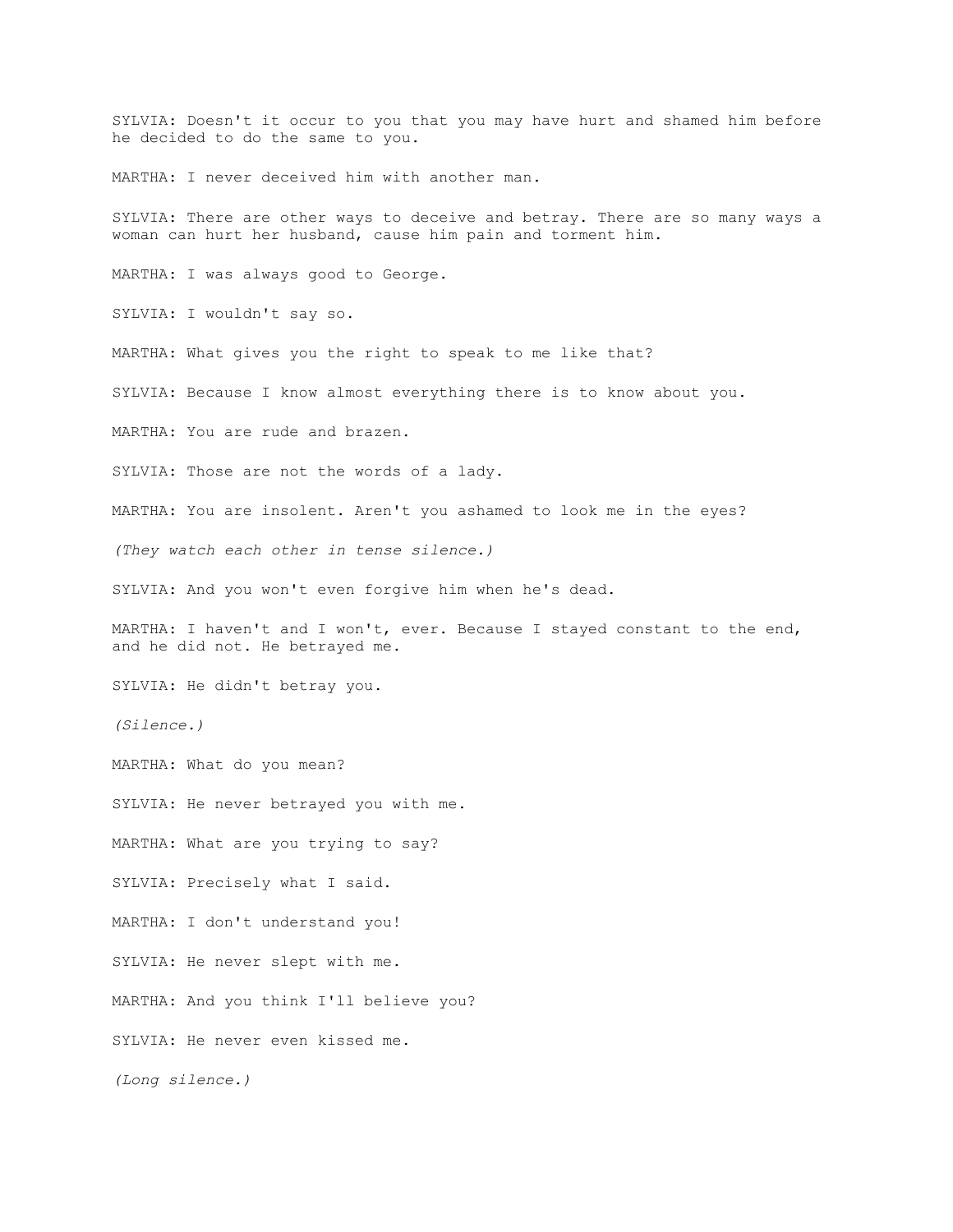SYLVIA: Doesn't it occur to you that you may have hurt and shamed him before he decided to do the same to you.

MARTHA: I never deceived him with another man.

SYLVIA: There are other ways to deceive and betray. There are so many ways a woman can hurt her husband, cause him pain and torment him.

MARTHA: I was always good to George.

SYLVIA: I wouldn't say so.

MARTHA: What gives you the right to speak to me like that?

SYLVIA: Because I know almost everything there is to know about you.

MARTHA: You are rude and brazen.

SYLVIA: Those are not the words of a lady.

MARTHA: You are insolent. Aren't you ashamed to look me in the eyes?

*(They watch each other in tense silence.)*

SYLVIA: And you won't even forgive him when he's dead.

MARTHA: I haven't and I won't, ever. Because I stayed constant to the end, and he did not. He betrayed me.

SYLVIA: He didn't betray you.

*(Silence.)*

MARTHA: What do you mean?

SYLVIA: He never betrayed you with me.

MARTHA: What are you trying to say?

SYLVIA: Precisely what I said.

MARTHA: I don't understand you!

SYLVIA: He never slept with me.

MARTHA: And you think I'll believe you?

SYLVIA: He never even kissed me.

*(Long silence.)*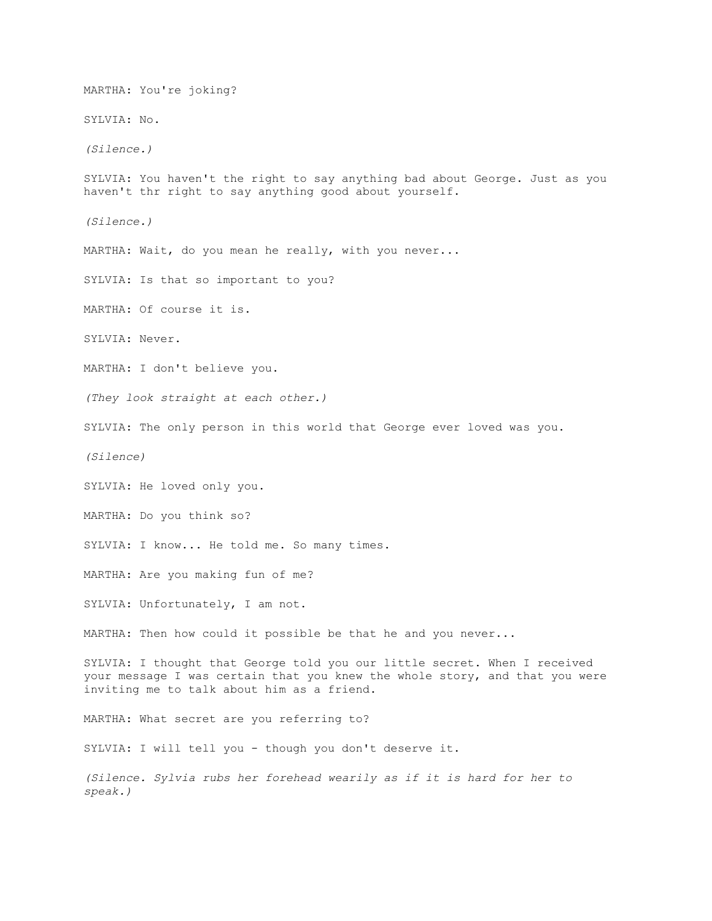MARTHA: You're joking?

SYLVIA: No.

*(Silence.)*

SYLVIA: You haven't the right to say anything bad about George. Just as you haven't thr right to say anything good about yourself.

*(Silence.)*

MARTHA: Wait, do you mean he really, with you never...

SYLVIA: Is that so important to you?

MARTHA: Of course it is.

SYLVIA: Never.

MARTHA: I don't believe you.

*(They look straight at each other.)*

SYLVIA: The only person in this world that George ever loved was you.

*(Silence)*

SYLVIA: He loved only you.

MARTHA: Do you think so?

SYLVIA: I know... He told me. So many times.

MARTHA: Are you making fun of me?

SYLVIA: Unfortunately, I am not.

MARTHA: Then how could it possible be that he and you never...

SYLVIA: I thought that George told you our little secret. When I received your message I was certain that you knew the whole story, and that you were inviting me to talk about him as a friend.

MARTHA: What secret are you referring to?

SYLVIA: I will tell you - though you don't deserve it.

*(Silence. Sylvia rubs her forehead wearily as if it is hard for her to speak.)*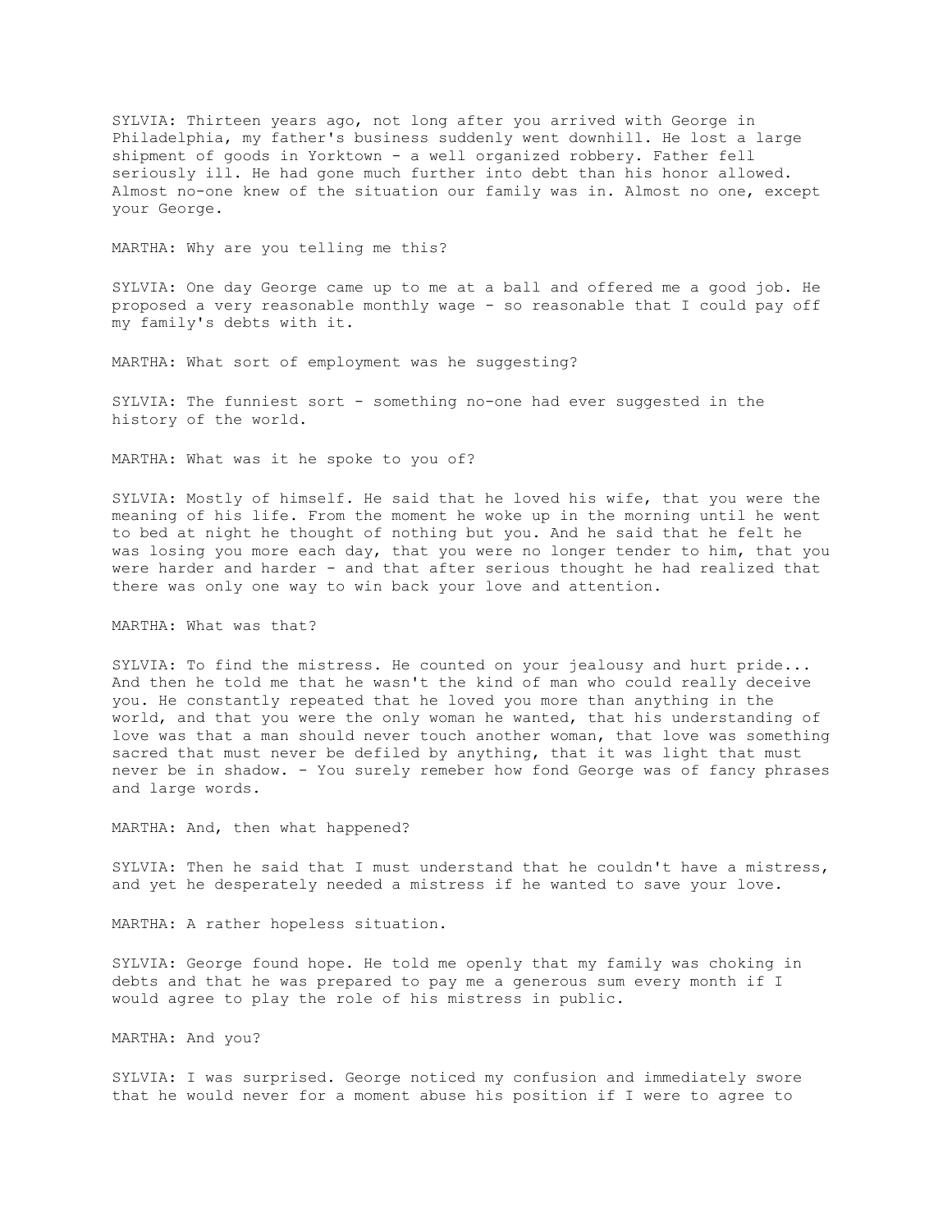SYLVIA: Thirteen years ago, not long after you arrived with George in Philadelphia, my father's business suddenly went downhill. He lost a large shipment of goods in Yorktown - a well organized robbery. Father fell seriously ill. He had gone much further into debt than his honor allowed. Almost no-one knew of the situation our family was in. Almost no one, except your George.

MARTHA: Why are you telling me this?

SYLVIA: One day George came up to me at a ball and offered me a good job. He proposed a very reasonable monthly wage - so reasonable that I could pay off my family's debts with it.

MARTHA: What sort of employment was he suggesting?

SYLVIA: The funniest sort - something no-one had ever suggested in the history of the world.

MARTHA: What was it he spoke to you of?

SYLVIA: Mostly of himself. He said that he loved his wife, that you were the meaning of his life. From the moment he woke up in the morning until he went to bed at night he thought of nothing but you. And he said that he felt he was losing you more each day, that you were no longer tender to him, that you were harder and harder - and that after serious thought he had realized that there was only one way to win back your love and attention.

MARTHA: What was that?

SYLVIA: To find the mistress. He counted on your jealousy and hurt pride... And then he told me that he wasn't the kind of man who could really deceive you. He constantly repeated that he loved you more than anything in the world, and that you were the only woman he wanted, that his understanding of love was that a man should never touch another woman, that love was something sacred that must never be defiled by anything, that it was light that must never be in shadow. - You surely remeber how fond George was of fancy phrases and large words.

MARTHA: And, then what happened?

SYLVIA: Then he said that I must understand that he couldn't have a mistress, and yet he desperately needed a mistress if he wanted to save your love.

MARTHA: A rather hopeless situation.

SYLVIA: George found hope. He told me openly that my family was choking in debts and that he was prepared to pay me a generous sum every month if I would agree to play the role of his mistress in public.

MARTHA: And you?

SYLVIA: I was surprised. George noticed my confusion and immediately swore that he would never for a moment abuse his position if I were to agree to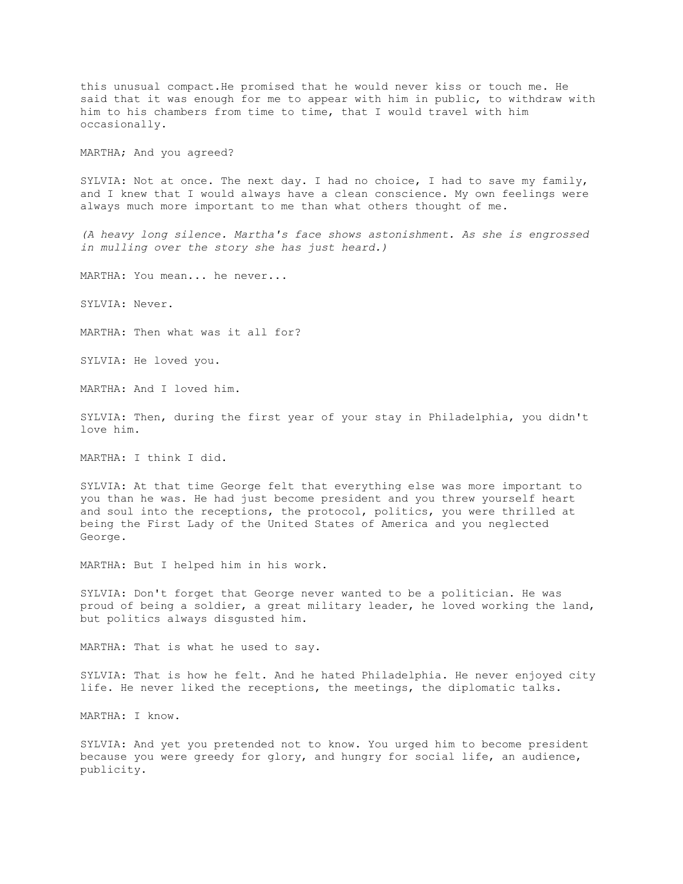this unusual compact.He promised that he would never kiss or touch me. He said that it was enough for me to appear with him in public, to withdraw with him to his chambers from time to time, that I would travel with him occasionally.

MARTHA; And you agreed?

SYLVIA: Not at once. The next day. I had no choice, I had to save my family, and I knew that I would always have a clean conscience. My own feelings were always much more important to me than what others thought of me.

*(A heavy long silence. Martha's face shows astonishment. As she is engrossed in mulling over the story she has just heard.)*

MARTHA: You mean... he never...

SYLVIA: Never.

MARTHA: Then what was it all for?

SYLVIA: He loved you.

MARTHA: And I loved him.

SYLVIA: Then, during the first year of your stay in Philadelphia, you didn't love him.

MARTHA: I think I did.

SYLVIA: At that time George felt that everything else was more important to you than he was. He had just become president and you threw yourself heart and soul into the receptions, the protocol, politics, you were thrilled at being the First Lady of the United States of America and you neglected George.

MARTHA: But I helped him in his work.

SYLVIA: Don't forget that George never wanted to be a politician. He was proud of being a soldier, a great military leader, he loved working the land, but politics always disgusted him.

MARTHA: That is what he used to say.

SYLVIA: That is how he felt. And he hated Philadelphia. He never enjoyed city life. He never liked the receptions, the meetings, the diplomatic talks.

MARTHA: I know.

SYLVIA: And yet you pretended not to know. You urged him to become president because you were greedy for glory, and hungry for social life, an audience, publicity.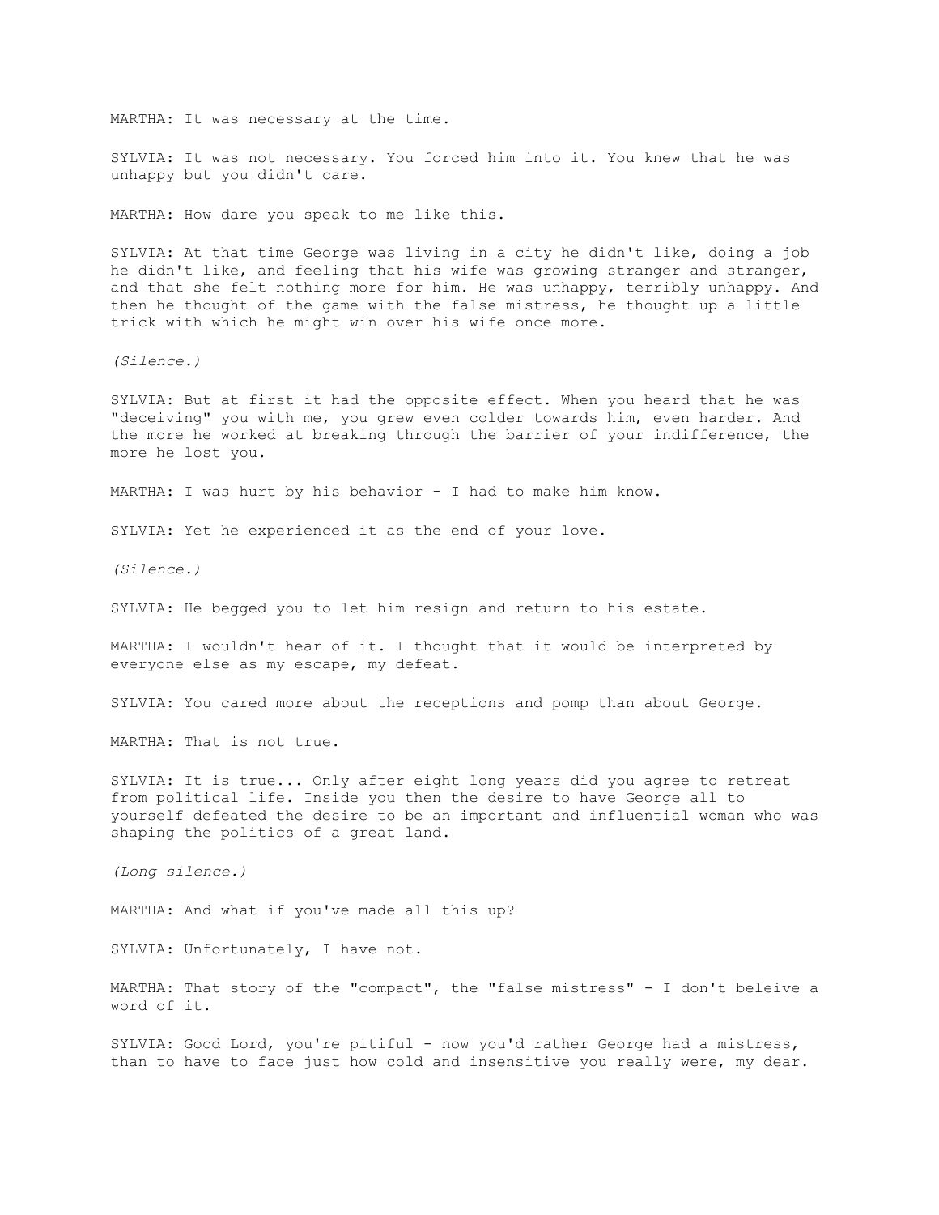MARTHA: It was necessary at the time.

SYLVIA: It was not necessary. You forced him into it. You knew that he was unhappy but you didn't care.

MARTHA: How dare you speak to me like this.

SYLVIA: At that time George was living in a city he didn't like, doing a job he didn't like, and feeling that his wife was growing stranger and stranger, and that she felt nothing more for him. He was unhappy, terribly unhappy. And then he thought of the game with the false mistress, he thought up a little trick with which he might win over his wife once more.

*(Silence.)*

SYLVIA: But at first it had the opposite effect. When you heard that he was "deceiving" you with me, you grew even colder towards him, even harder. And the more he worked at breaking through the barrier of your indifference, the more he lost you.

MARTHA: I was hurt by his behavior - I had to make him know.

SYLVIA: Yet he experienced it as the end of your love.

*(Silence.)*

SYLVIA: He begged you to let him resign and return to his estate.

MARTHA: I wouldn't hear of it. I thought that it would be interpreted by everyone else as my escape, my defeat.

SYLVIA: You cared more about the receptions and pomp than about George.

MARTHA: That is not true.

SYLVIA: It is true... Only after eight long years did you agree to retreat from political life. Inside you then the desire to have George all to yourself defeated the desire to be an important and influential woman who was shaping the politics of a great land.

*(Long silence.)*

MARTHA: And what if you've made all this up?

SYLVIA: Unfortunately, I have not.

MARTHA: That story of the "compact", the "false mistress" - I don't beleive a word of it.

SYLVIA: Good Lord, you're pitiful - now you'd rather George had a mistress, than to have to face just how cold and insensitive you really were, my dear.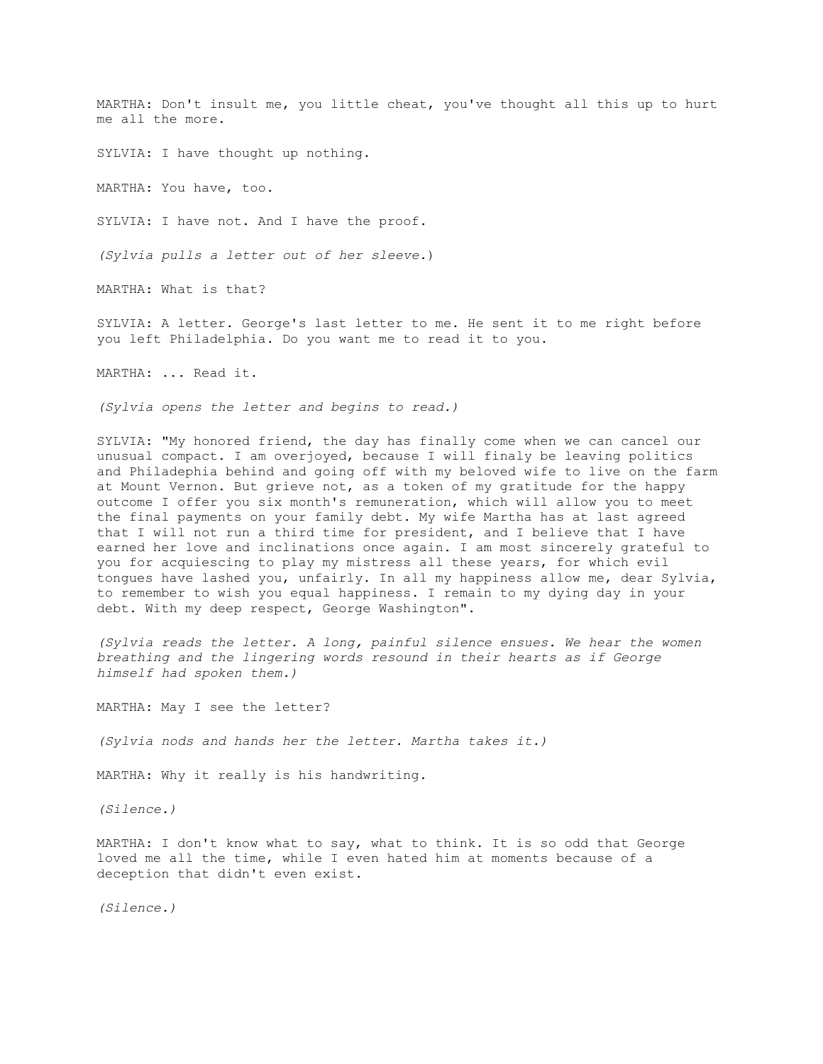MARTHA: Don't insult me, you little cheat, you've thought all this up to hurt me all the more.

SYLVIA: I have thought up nothing.

MARTHA: You have, too.

SYLVIA: I have not. And I have the proof.

*(Sylvia pulls a letter out of her sleeve.*)

MARTHA: What is that?

SYLVIA: A letter. George's last letter to me. He sent it to me right before you left Philadelphia. Do you want me to read it to you.

MARTHA: ... Read it.

*(Sylvia opens the letter and begins to read.)*

SYLVIA: "My honored friend, the day has finally come when we can cancel our unusual compact. I am overjoyed, because I will finaly be leaving politics and Philadephia behind and going off with my beloved wife to live on the farm at Mount Vernon. But grieve not, as a token of my gratitude for the happy outcome I offer you six month's remuneration, which will allow you to meet the final payments on your family debt. My wife Martha has at last agreed that I will not run a third time for president, and I believe that I have earned her love and inclinations once again. I am most sincerely grateful to you for acquiescing to play my mistress all these years, for which evil tongues have lashed you, unfairly. In all my happiness allow me, dear Sylvia, to remember to wish you equal happiness. I remain to my dying day in your debt. With my deep respect, George Washington".

*(Sylvia reads the letter. A long, painful silence ensues. We hear the women breathing and the lingering words resound in their hearts as if George himself had spoken them.)*

MARTHA: May I see the letter?

*(Sylvia nods and hands her the letter. Martha takes it.)*

MARTHA: Why it really is his handwriting.

*(Silence.)*

MARTHA: I don't know what to say, what to think. It is so odd that George loved me all the time, while I even hated him at moments because of a deception that didn't even exist.

*(Silence.)*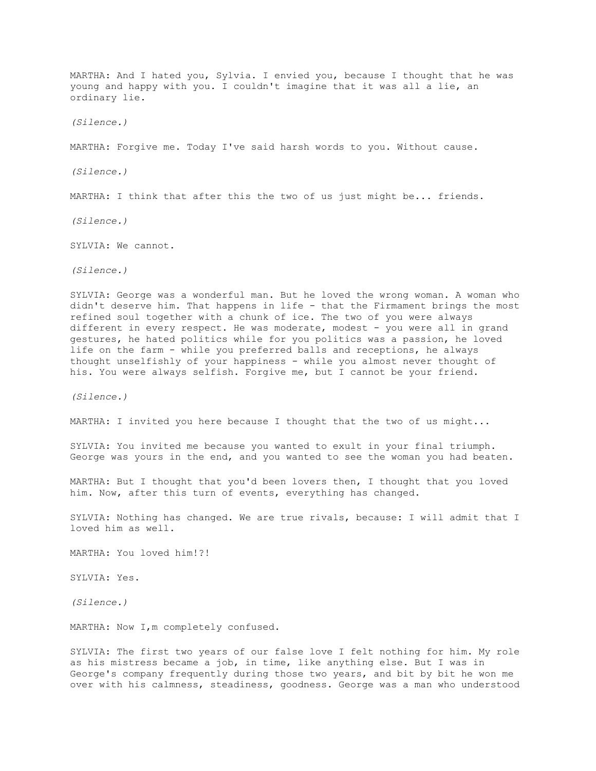MARTHA: And I hated you, Sylvia. I envied you, because I thought that he was young and happy with you. I couldn't imagine that it was all a lie, an ordinary lie.

*(Silence.)*

MARTHA: Forgive me. Today I've said harsh words to you. Without cause.

*(Silence.)*

MARTHA: I think that after this the two of us just might be... friends.

*(Silence.)*

SYLVIA: We cannot.

*(Silence.)*

SYLVIA: George was a wonderful man. But he loved the wrong woman. A woman who didn't deserve him. That happens in life - that the Firmament brings the most refined soul together with a chunk of ice. The two of you were always different in every respect. He was moderate, modest - you were all in grand gestures, he hated politics while for you politics was a passion, he loved life on the farm - while you preferred balls and receptions, he always thought unselfishly of your happiness - while you almost never thought of his. You were always selfish. Forgive me, but I cannot be your friend.

*(Silence.)*

MARTHA: I invited you here because I thought that the two of us might...

SYLVIA: You invited me because you wanted to exult in your final triumph. George was yours in the end, and you wanted to see the woman you had beaten.

MARTHA: But I thought that you'd been lovers then, I thought that you loved him. Now, after this turn of events, everything has changed.

SYLVIA: Nothing has changed. We are true rivals, because: I will admit that I loved him as well.

MARTHA: You loved him!?!

SYLVIA: Yes.

*(Silence.)*

MARTHA: Now I,m completely confused.

SYLVIA: The first two years of our false love I felt nothing for him. My role as his mistress became a job, in time, like anything else. But I was in George's company frequently during those two years, and bit by bit he won me over with his calmness, steadiness, goodness. George was a man who understood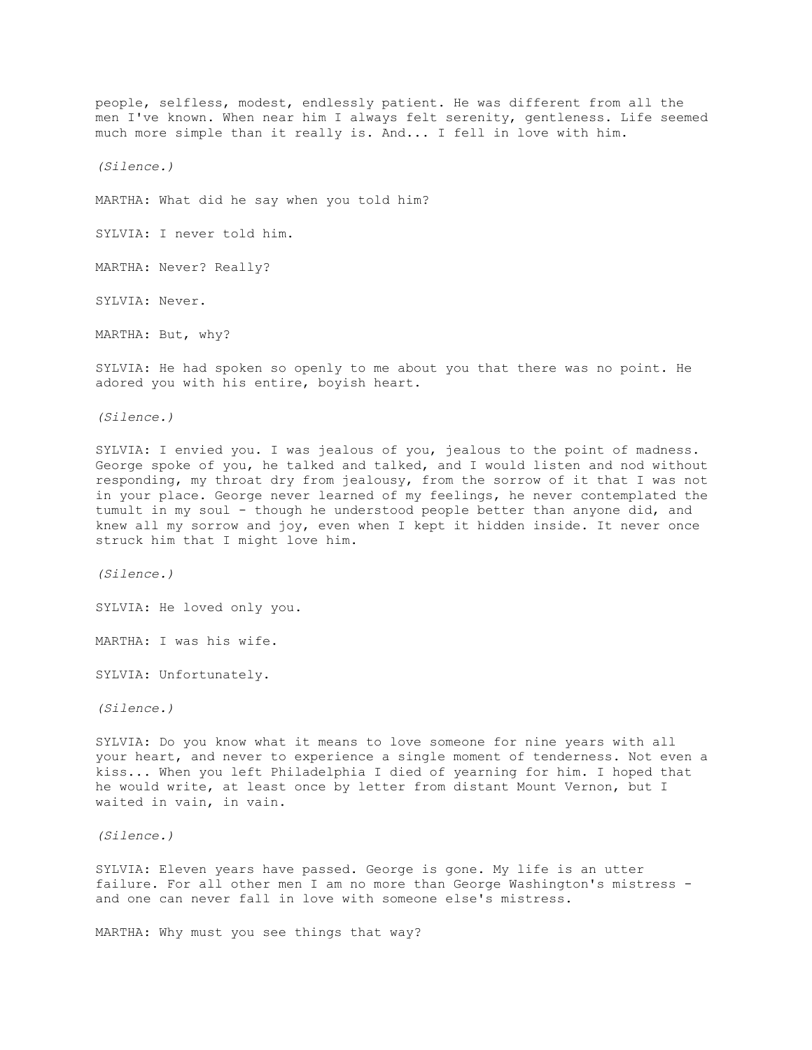people, selfless, modest, endlessly patient. He was different from all the men I've known. When near him I always felt serenity, gentleness. Life seemed much more simple than it really is. And... I fell in love with him.

*(Silence.)*

MARTHA: What did he say when you told him?

SYLVIA: I never told him.

MARTHA: Never? Really?

SYLVIA: Never.

MARTHA: But, why?

SYLVIA: He had spoken so openly to me about you that there was no point. He adored you with his entire, boyish heart.

*(Silence.)*

SYLVIA: I envied you. I was jealous of you, jealous to the point of madness. George spoke of you, he talked and talked, and I would listen and nod without responding, my throat dry from jealousy, from the sorrow of it that I was not in your place. George never learned of my feelings, he never contemplated the tumult in my soul - though he understood people better than anyone did, and knew all my sorrow and joy, even when I kept it hidden inside. It never once struck him that I might love him.

*(Silence.)*

SYLVIA: He loved only you.

MARTHA: I was his wife.

SYLVIA: Unfortunately.

*(Silence.)*

SYLVIA: Do you know what it means to love someone for nine years with all your heart, and never to experience a single moment of tenderness. Not even a kiss... When you left Philadelphia I died of yearning for him. I hoped that he would write, at least once by letter from distant Mount Vernon, but I waited in vain, in vain.

*(Silence.)*

SYLVIA: Eleven years have passed. George is gone. My life is an utter failure. For all other men I am no more than George Washington's mistress - and one can never fall in love with someone else's mistress.

MARTHA: Why must you see things that way?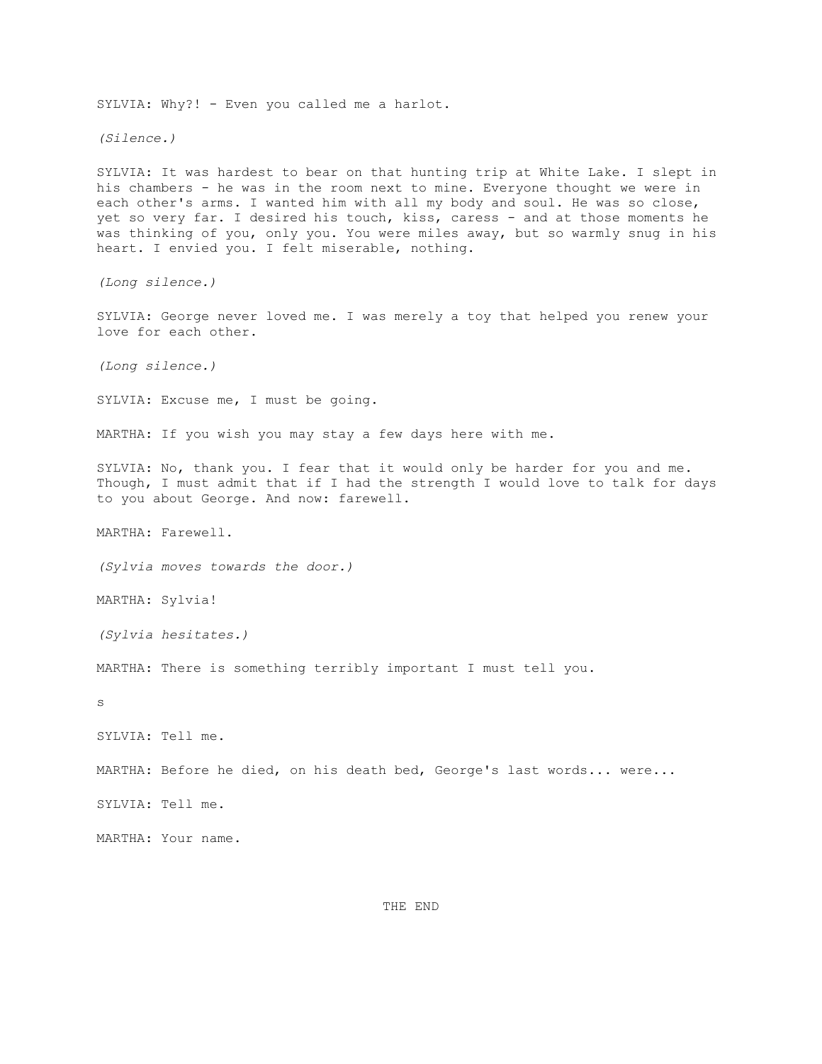SYLVIA: Why?! - Even you called me a harlot.

*(Silence.)*

SYLVIA: It was hardest to bear on that hunting trip at White Lake. I slept in his chambers - he was in the room next to mine. Everyone thought we were in each other's arms. I wanted him with all my body and soul. He was so close, yet so very far. I desired his touch, kiss, caress - and at those moments he was thinking of you, only you. You were miles away, but so warmly snug in his heart. I envied you. I felt miserable, nothing.

*(Long silence.)*

SYLVIA: George never loved me. I was merely a toy that helped you renew your love for each other.

*(Long silence.)*

SYLVIA: Excuse me, I must be going.

MARTHA: If you wish you may stay a few days here with me.

SYLVIA: No, thank you. I fear that it would only be harder for you and me. Though, I must admit that if I had the strength I would love to talk for days to you about George. And now: farewell.

MARTHA: Farewell.

*(Sylvia moves towards the door.)*

MARTHA: Sylvia!

*(Sylvia hesitates.)*

MARTHA: There is something terribly important I must tell you.

s

SYLVIA: Tell me.

MARTHA: Before he died, on his death bed, George's last words... were...

SYLVIA: Tell me.

MARTHA: Your name.

THE END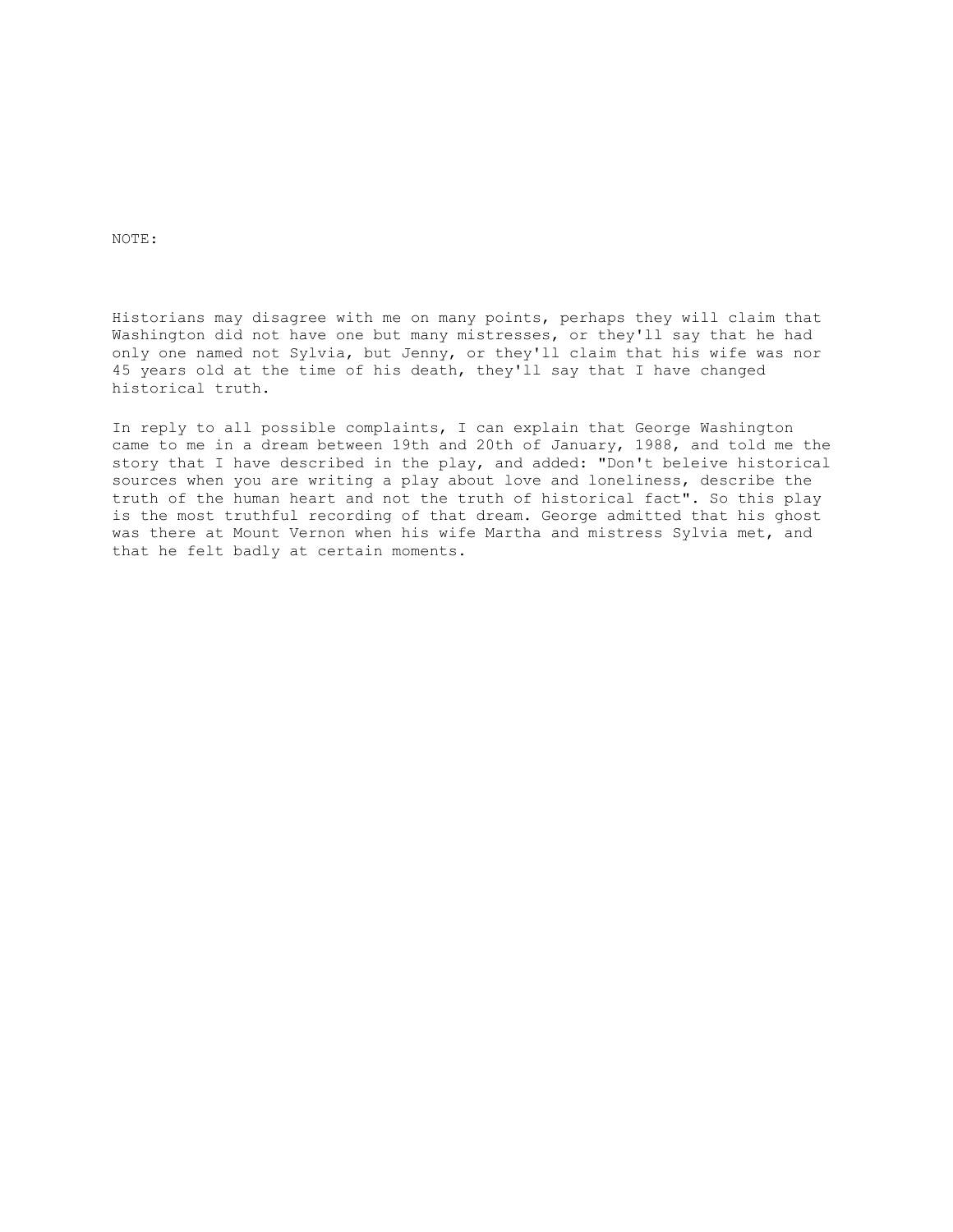NOTE:

Historians may disagree with me on many points, perhaps they will claim that Washington did not have one but many mistresses, or they'll say that he had only one named not Sylvia, but Jenny, or they'll claim that his wife was nor 45 years old at the time of his death, they'll say that I have changed historical truth.

In reply to all possible complaints, I can explain that George Washington came to me in a dream between 19th and 20th of January, 1988, and told me the story that I have described in the play, and added: "Don't beleive historical sources when you are writing a play about love and loneliness, describe the truth of the human heart and not the truth of historical fact". So this play is the most truthful recording of that dream. George admitted that his ghost was there at Mount Vernon when his wife Martha and mistress Sylvia met, and that he felt badly at certain moments.